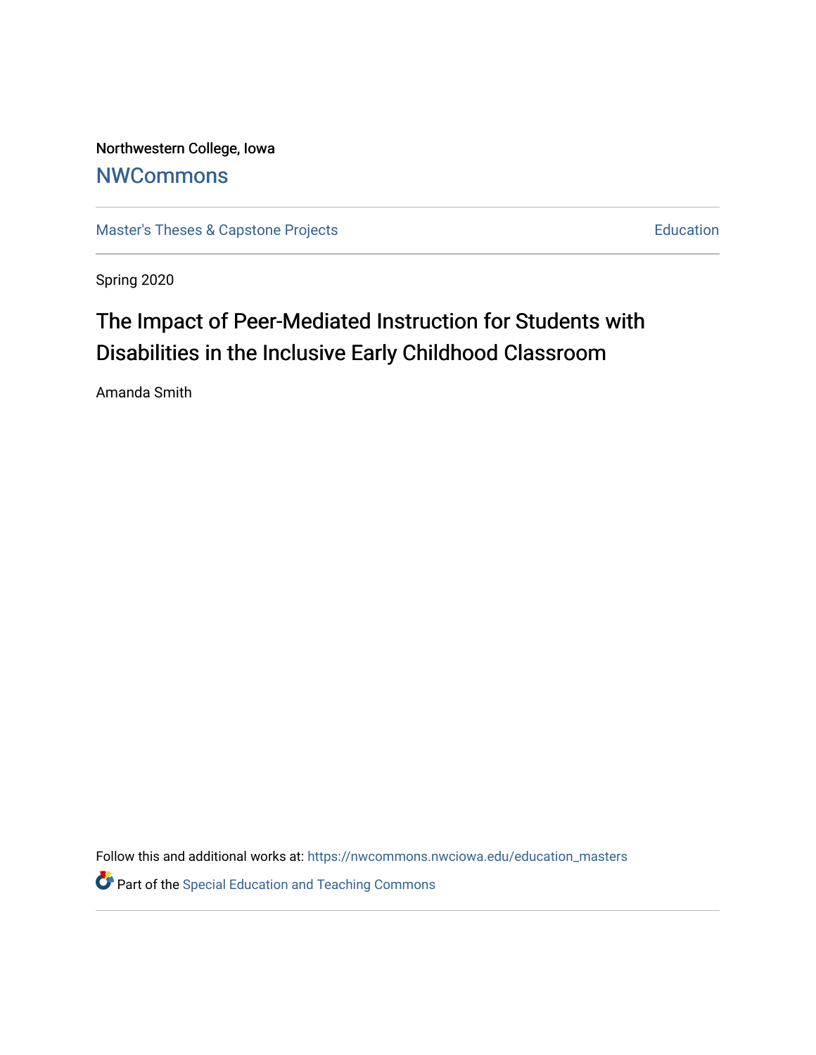Northwestern College, Iowa

[NWCommons](https://nwcommons.nwciowa.edu/)

[Master's Theses & Capstone Projects](https://nwcommons.nwciowa.edu/education_masters) | [Education](https://nwcommons.nwciowa.edu/education)

Spring 2020

# The Impact of Peer-Mediated Instruction for Students with Disabilities in the Inclusive Early Childhood Classroom

Amanda Smith

Follow this and additional works at: https://nwcommons.nwciowa.edu/education_masters

Part of the Special Education and Teaching Commons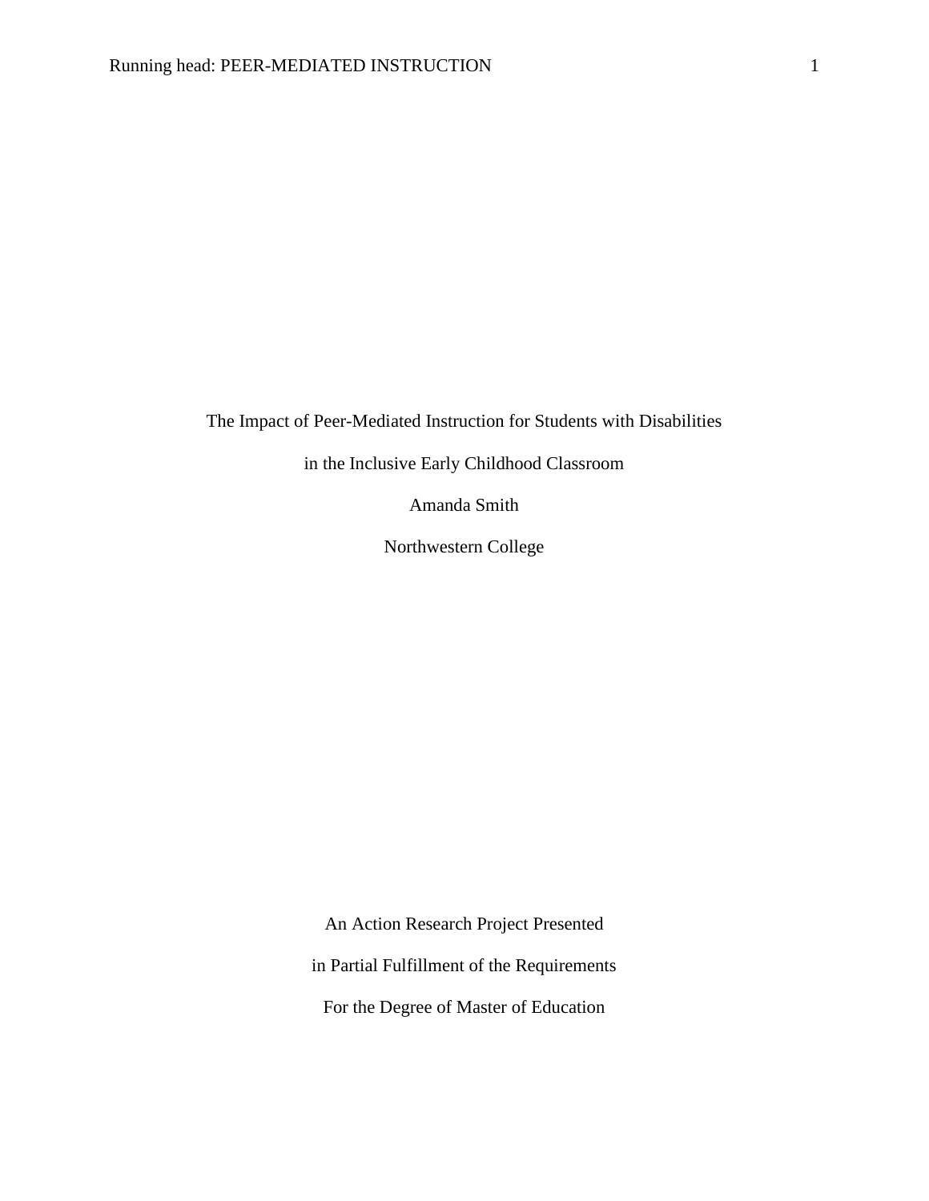The Impact of Peer-Mediated Instruction for Students with Disabilities

in the Inclusive Early Childhood Classroom

Amanda Smith

Northwestern College

An Action Research Project Presented

in Partial Fulfillment of the Requirements

For the Degree of Master of Education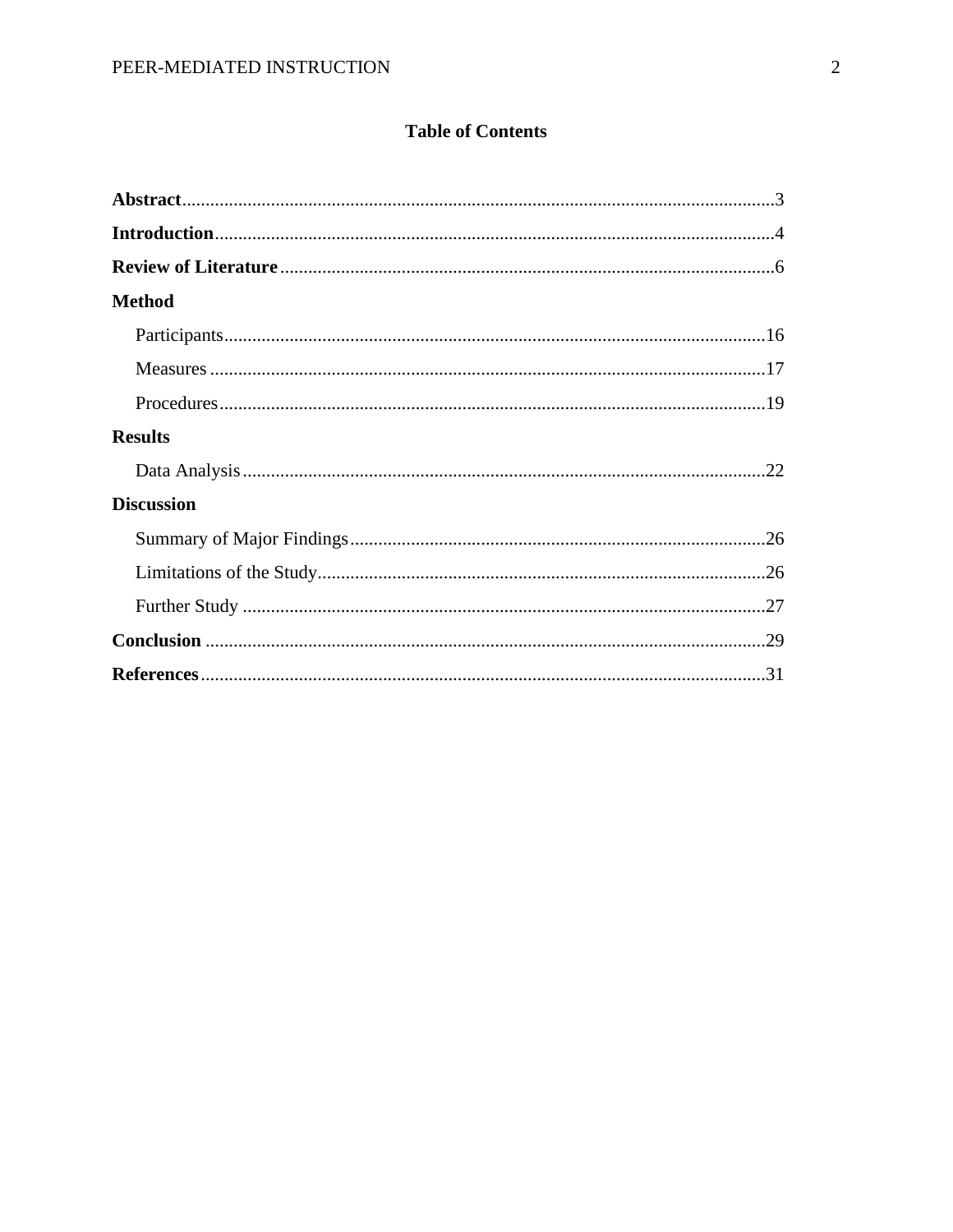# Table of Contents

**Abstract**..............................................................................................................................3

**Introduction**.......................................................................................................................4

**Review of Literature**.........................................................................................................6

**Method**

Participants....................................................................................................................16

Measures.......................................................................................................................17

Procedures.....................................................................................................................19

**Results**

Data Analysis................................................................................................................22

**Discussion**

Summary of Major Findings.........................................................................................26

Limitations of the Study................................................................................................26

Further Study................................................................................................................27

**Conclusion**.........................................................................................................................29

**References**.........................................................................................................................31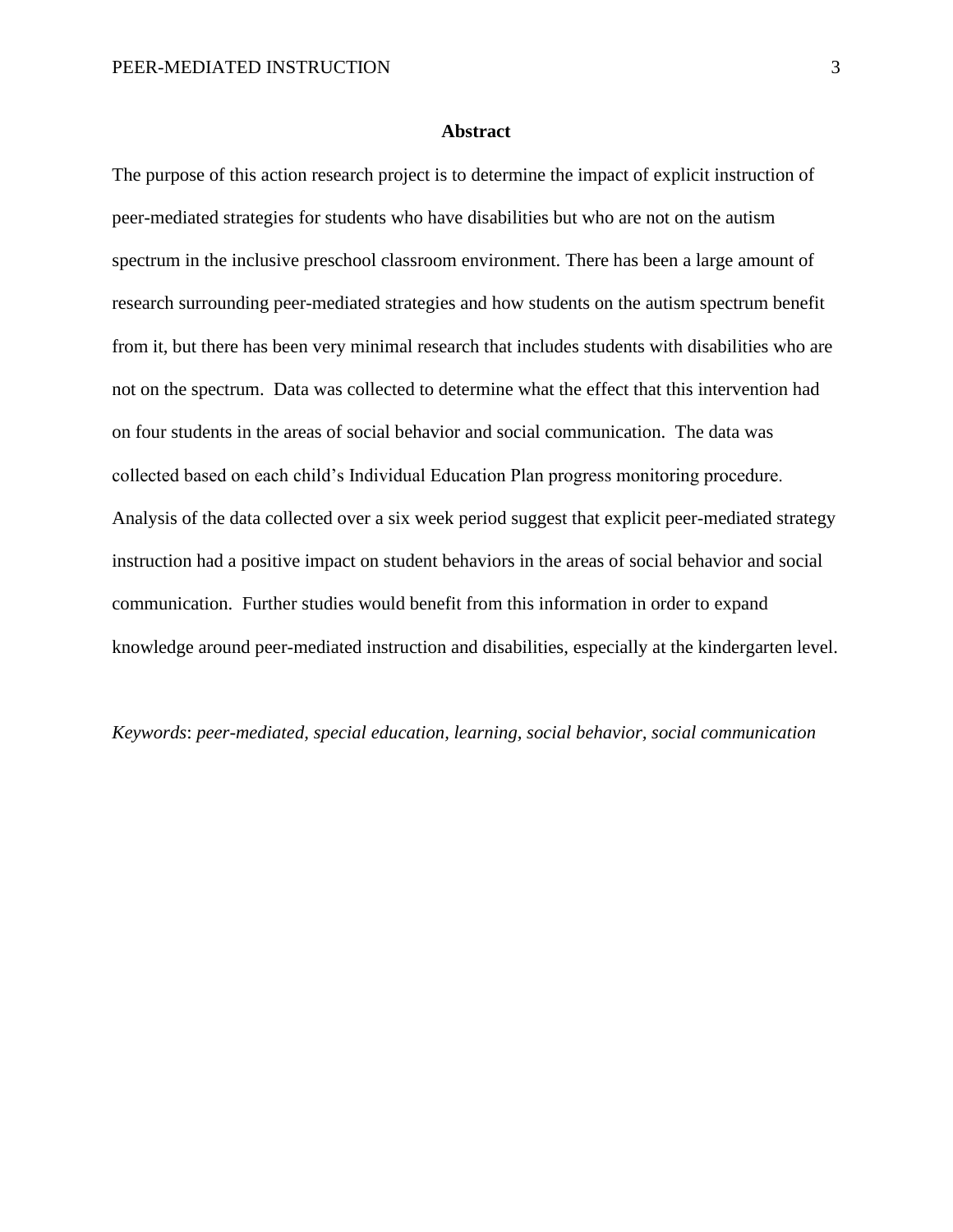# Abstract

The purpose of this action research project is to determine the impact of explicit instruction of peer-mediated strategies for students who have disabilities but who are not on the autism spectrum in the inclusive preschool classroom environment. There has been a large amount of research surrounding peer-mediated strategies and how students on the autism spectrum benefit from it, but there has been very minimal research that includes students with disabilities who are not on the spectrum. Data was collected to determine what the effect that this intervention had on four students in the areas of social behavior and social communication. The data was collected based on each child's Individual Education Plan progress monitoring procedure. Analysis of the data collected over a six week period suggest that explicit peer-mediated strategy instruction had a positive impact on student behaviors in the areas of social behavior and social communication. Further studies would benefit from this information in order to expand knowledge around peer-mediated instruction and disabilities, especially at the kindergarten level.

*Keywords*: *peer-mediated, special education, learning, social behavior, social communication*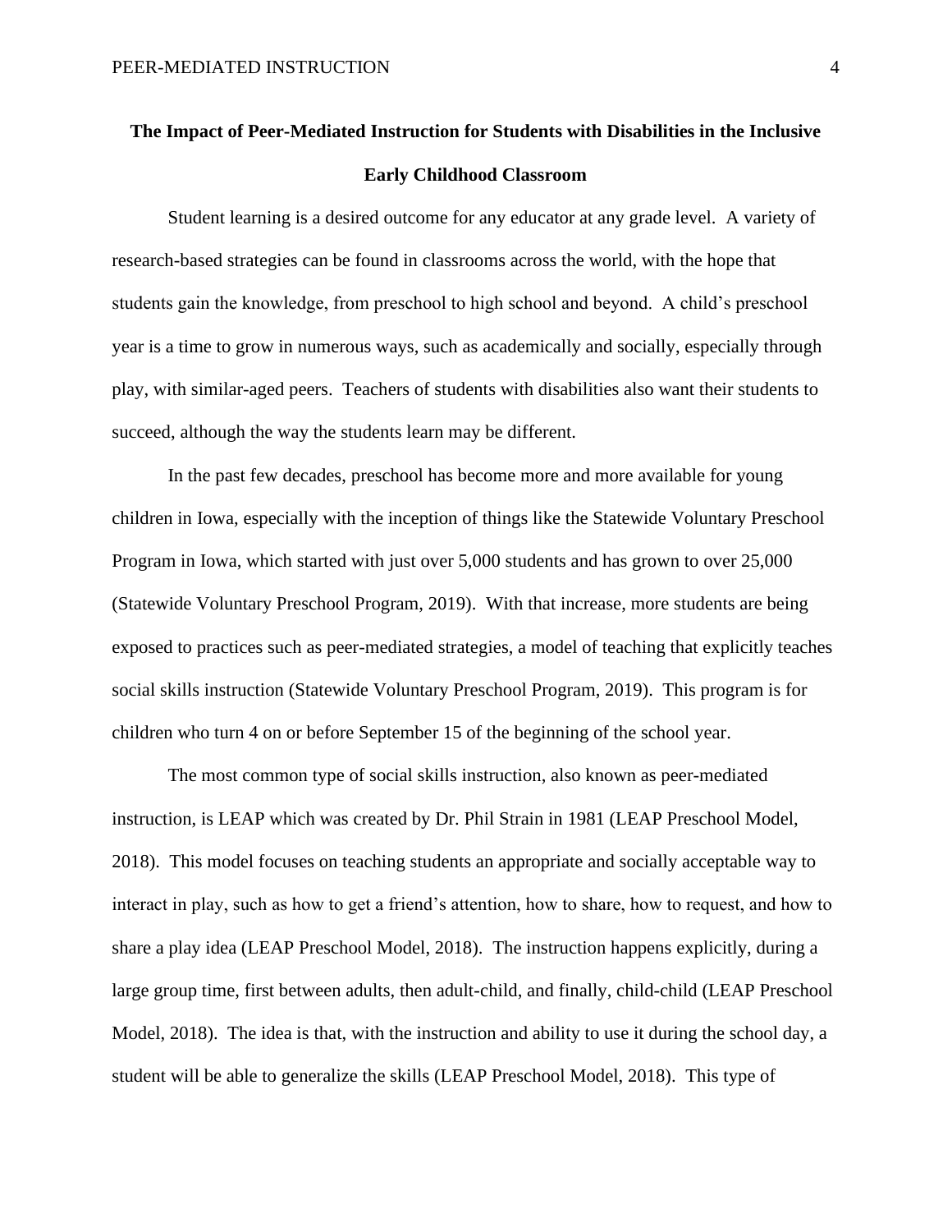# The Impact of Peer-Mediated Instruction for Students with Disabilities in the Inclusive Early Childhood Classroom

Student learning is a desired outcome for any educator at any grade level. A variety of research-based strategies can be found in classrooms across the world, with the hope that students gain the knowledge, from preschool to high school and beyond. A child's preschool year is a time to grow in numerous ways, such as academically and socially, especially through play, with similar-aged peers. Teachers of students with disabilities also want their students to succeed, although the way the students learn may be different.

In the past few decades, preschool has become more and more available for young children in Iowa, especially with the inception of things like the Statewide Voluntary Preschool Program in Iowa, which started with just over 5,000 students and has grown to over 25,000 (Statewide Voluntary Preschool Program, 2019). With that increase, more students are being exposed to practices such as peer-mediated strategies, a model of teaching that explicitly teaches social skills instruction (Statewide Voluntary Preschool Program, 2019). This program is for children who turn 4 on or before September 15 of the beginning of the school year.

The most common type of social skills instruction, also known as peer-mediated instruction, is LEAP which was created by Dr. Phil Strain in 1981 (LEAP Preschool Model, 2018). This model focuses on teaching students an appropriate and socially acceptable way to interact in play, such as how to get a friend's attention, how to share, how to request, and how to share a play idea (LEAP Preschool Model, 2018). The instruction happens explicitly, during a large group time, first between adults, then adult-child, and finally, child-child (LEAP Preschool Model, 2018). The idea is that, with the instruction and ability to use it during the school day, a student will be able to generalize the skills (LEAP Preschool Model, 2018). This type of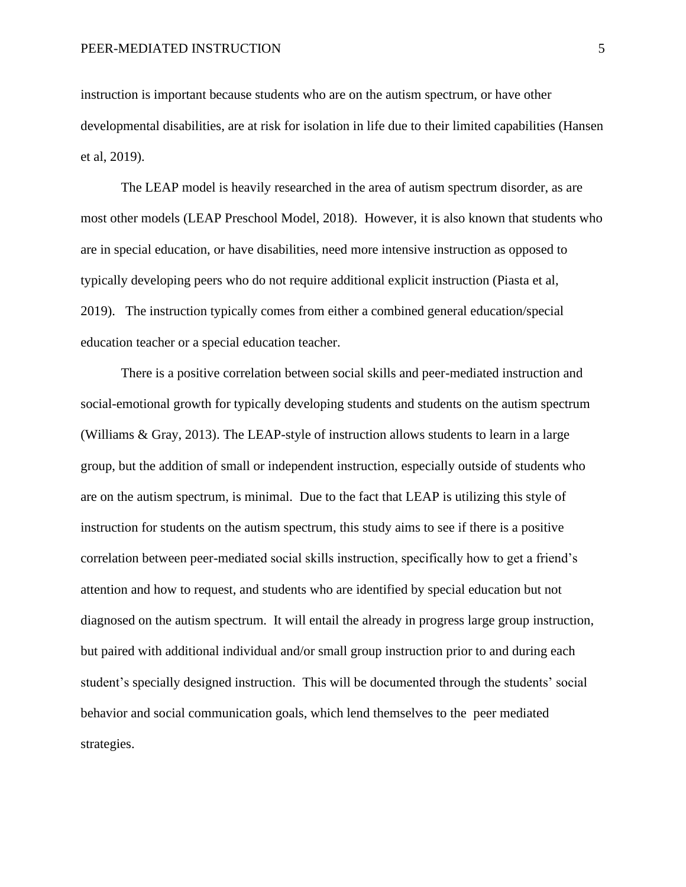instruction is important because students who are on the autism spectrum, or have other developmental disabilities, are at risk for isolation in life due to their limited capabilities (Hansen et al, 2019).

The LEAP model is heavily researched in the area of autism spectrum disorder, as are most other models (LEAP Preschool Model, 2018). However, it is also known that students who are in special education, or have disabilities, need more intensive instruction as opposed to typically developing peers who do not require additional explicit instruction (Piasta et al, 2019). The instruction typically comes from either a combined general education/special education teacher or a special education teacher.

There is a positive correlation between social skills and peer-mediated instruction and social-emotional growth for typically developing students and students on the autism spectrum (Williams & Gray, 2013). The LEAP-style of instruction allows students to learn in a large group, but the addition of small or independent instruction, especially outside of students who are on the autism spectrum, is minimal. Due to the fact that LEAP is utilizing this style of instruction for students on the autism spectrum, this study aims to see if there is a positive correlation between peer-mediated social skills instruction, specifically how to get a friend's attention and how to request, and students who are identified by special education but not diagnosed on the autism spectrum. It will entail the already in progress large group instruction, but paired with additional individual and/or small group instruction prior to and during each student's specially designed instruction. This will be documented through the students' social behavior and social communication goals, which lend themselves to the peer mediated strategies.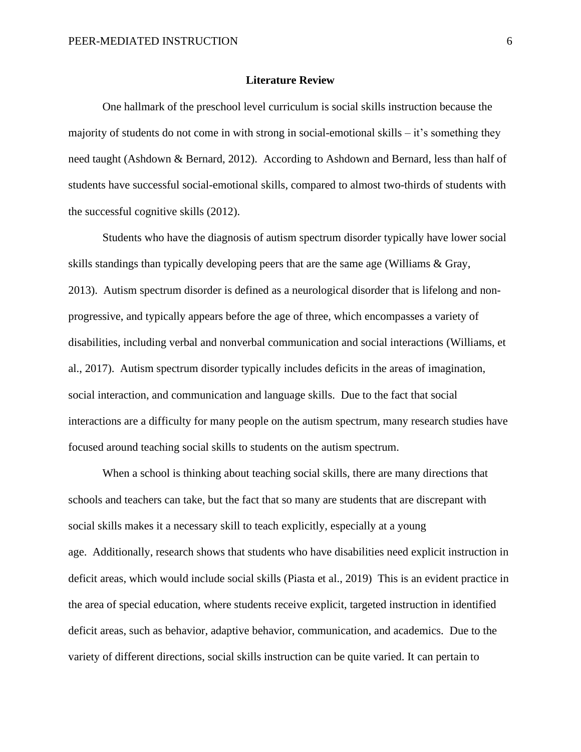## Literature Review

One hallmark of the preschool level curriculum is social skills instruction because the majority of students do not come in with strong in social-emotional skills – it's something they need taught (Ashdown & Bernard, 2012). According to Ashdown and Bernard, less than half of students have successful social-emotional skills, compared to almost two-thirds of students with the successful cognitive skills (2012).

Students who have the diagnosis of autism spectrum disorder typically have lower social skills standings than typically developing peers that are the same age (Williams & Gray, 2013). Autism spectrum disorder is defined as a neurological disorder that is lifelong and non-progressive, and typically appears before the age of three, which encompasses a variety of disabilities, including verbal and nonverbal communication and social interactions (Williams, et al., 2017). Autism spectrum disorder typically includes deficits in the areas of imagination, social interaction, and communication and language skills. Due to the fact that social interactions are a difficulty for many people on the autism spectrum, many research studies have focused around teaching social skills to students on the autism spectrum.

When a school is thinking about teaching social skills, there are many directions that schools and teachers can take, but the fact that so many are students that are discrepant with social skills makes it a necessary skill to teach explicitly, especially at a young age. Additionally, research shows that students who have disabilities need explicit instruction in deficit areas, which would include social skills (Piasta et al., 2019) This is an evident practice in the area of special education, where students receive explicit, targeted instruction in identified deficit areas, such as behavior, adaptive behavior, communication, and academics. Due to the variety of different directions, social skills instruction can be quite varied. It can pertain to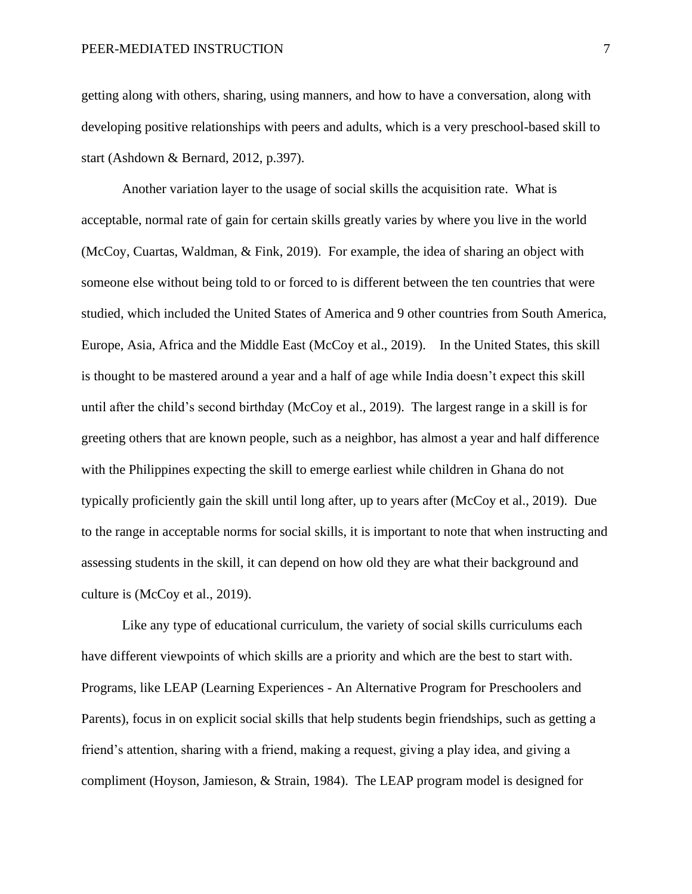getting along with others, sharing, using manners, and how to have a conversation, along with developing positive relationships with peers and adults, which is a very preschool-based skill to start (Ashdown & Bernard, 2012, p.397).

Another variation layer to the usage of social skills the acquisition rate. What is acceptable, normal rate of gain for certain skills greatly varies by where you live in the world (McCoy, Cuartas, Waldman, & Fink, 2019). For example, the idea of sharing an object with someone else without being told to or forced to is different between the ten countries that were studied, which included the United States of America and 9 other countries from South America, Europe, Asia, Africa and the Middle East (McCoy et al., 2019). In the United States, this skill is thought to be mastered around a year and a half of age while India doesn't expect this skill until after the child's second birthday (McCoy et al., 2019). The largest range in a skill is for greeting others that are known people, such as a neighbor, has almost a year and half difference with the Philippines expecting the skill to emerge earliest while children in Ghana do not typically proficiently gain the skill until long after, up to years after (McCoy et al., 2019). Due to the range in acceptable norms for social skills, it is important to note that when instructing and assessing students in the skill, it can depend on how old they are what their background and culture is (McCoy et al., 2019).

Like any type of educational curriculum, the variety of social skills curriculums each have different viewpoints of which skills are a priority and which are the best to start with. Programs, like LEAP (Learning Experiences - An Alternative Program for Preschoolers and Parents), focus in on explicit social skills that help students begin friendships, such as getting a friend's attention, sharing with a friend, making a request, giving a play idea, and giving a compliment (Hoyson, Jamieson, & Strain, 1984). The LEAP program model is designed for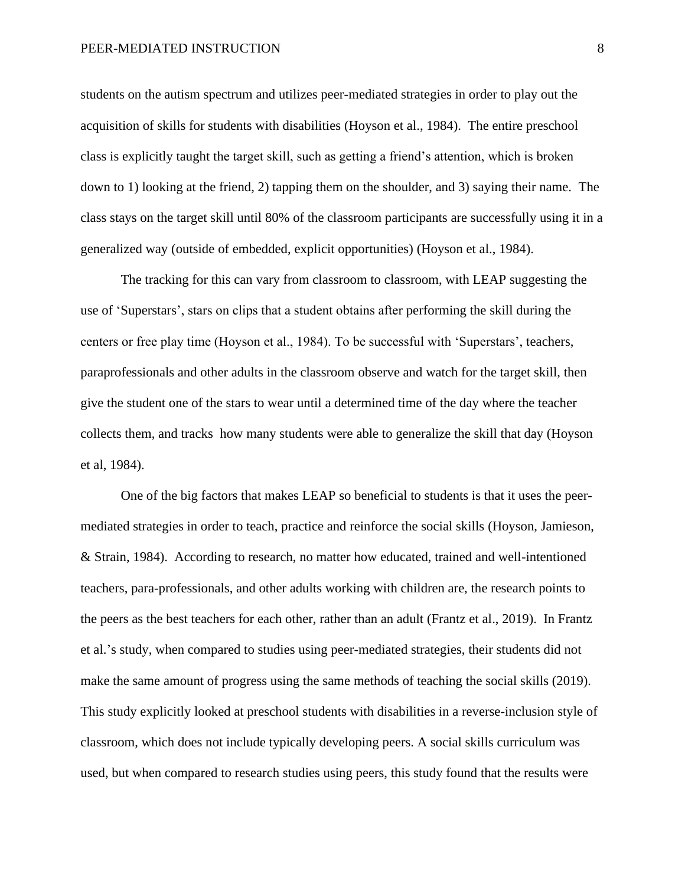students on the autism spectrum and utilizes peer-mediated strategies in order to play out the acquisition of skills for students with disabilities (Hoyson et al., 1984). The entire preschool class is explicitly taught the target skill, such as getting a friend's attention, which is broken down to 1) looking at the friend, 2) tapping them on the shoulder, and 3) saying their name. The class stays on the target skill until 80% of the classroom participants are successfully using it in a generalized way (outside of embedded, explicit opportunities) (Hoyson et al., 1984).

The tracking for this can vary from classroom to classroom, with LEAP suggesting the use of 'Superstars', stars on clips that a student obtains after performing the skill during the centers or free play time (Hoyson et al., 1984). To be successful with 'Superstars', teachers, paraprofessionals and other adults in the classroom observe and watch for the target skill, then give the student one of the stars to wear until a determined time of the day where the teacher collects them, and tracks how many students were able to generalize the skill that day (Hoyson et al, 1984).

One of the big factors that makes LEAP so beneficial to students is that it uses the peer-mediated strategies in order to teach, practice and reinforce the social skills (Hoyson, Jamieson, & Strain, 1984). According to research, no matter how educated, trained and well-intentioned teachers, para-professionals, and other adults working with children are, the research points to the peers as the best teachers for each other, rather than an adult (Frantz et al., 2019). In Frantz et al.'s study, when compared to studies using peer-mediated strategies, their students did not make the same amount of progress using the same methods of teaching the social skills (2019). This study explicitly looked at preschool students with disabilities in a reverse-inclusion style of classroom, which does not include typically developing peers. A social skills curriculum was used, but when compared to research studies using peers, this study found that the results were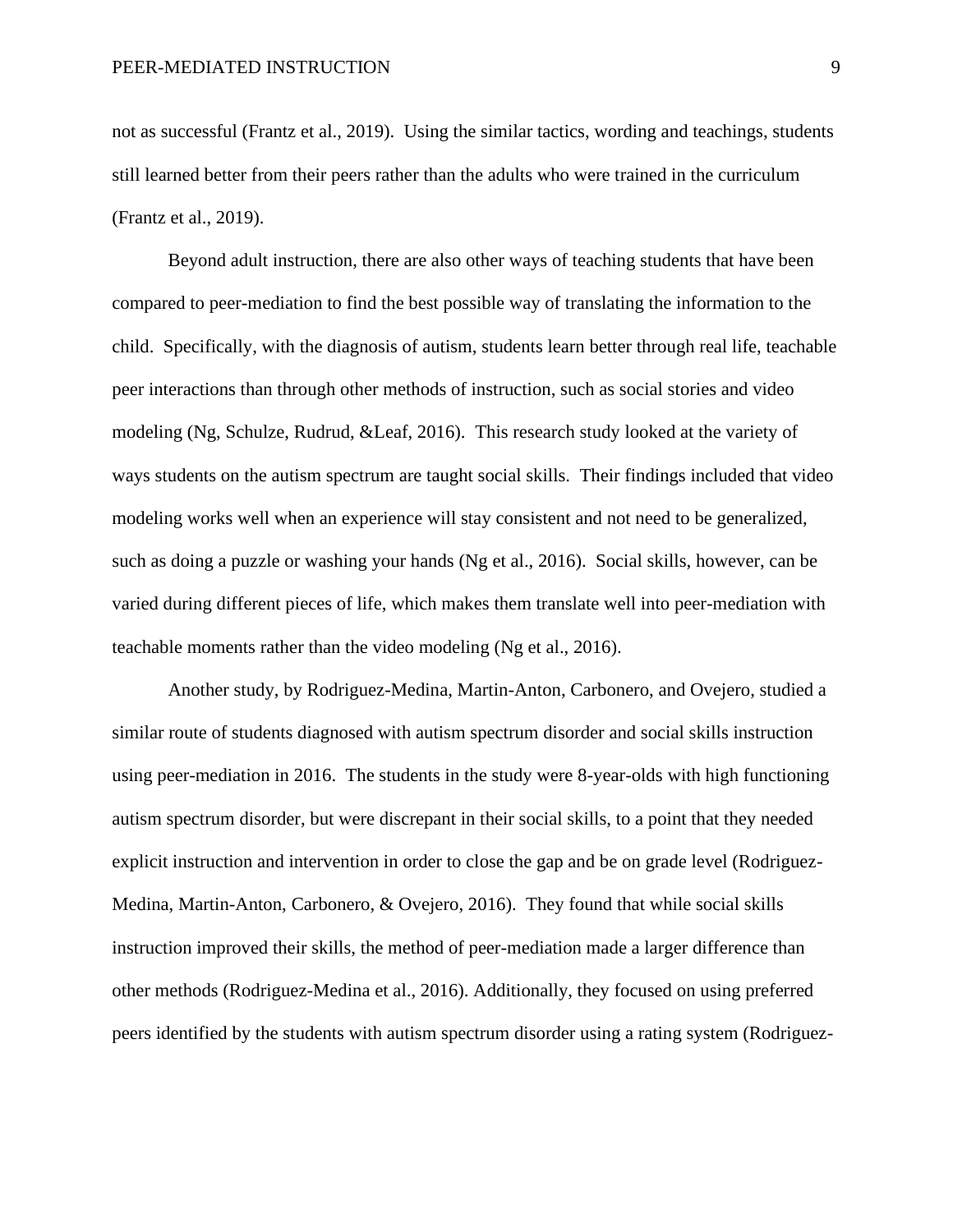not as successful (Frantz et al., 2019). Using the similar tactics, wording and teachings, students still learned better from their peers rather than the adults who were trained in the curriculum (Frantz et al., 2019).

Beyond adult instruction, there are also other ways of teaching students that have been compared to peer-mediation to find the best possible way of translating the information to the child. Specifically, with the diagnosis of autism, students learn better through real life, teachable peer interactions than through other methods of instruction, such as social stories and video modeling (Ng, Schulze, Rudrud, &Leaf, 2016). This research study looked at the variety of ways students on the autism spectrum are taught social skills. Their findings included that video modeling works well when an experience will stay consistent and not need to be generalized, such as doing a puzzle or washing your hands (Ng et al., 2016). Social skills, however, can be varied during different pieces of life, which makes them translate well into peer-mediation with teachable moments rather than the video modeling (Ng et al., 2016).

Another study, by Rodriguez-Medina, Martin-Anton, Carbonero, and Ovejero, studied a similar route of students diagnosed with autism spectrum disorder and social skills instruction using peer-mediation in 2016. The students in the study were 8-year-olds with high functioning autism spectrum disorder, but were discrepant in their social skills, to a point that they needed explicit instruction and intervention in order to close the gap and be on grade level (Rodriguez-Medina, Martin-Anton, Carbonero, & Ovejero, 2016). They found that while social skills instruction improved their skills, the method of peer-mediation made a larger difference than other methods (Rodriguez-Medina et al., 2016). Additionally, they focused on using preferred peers identified by the students with autism spectrum disorder using a rating system (Rodriguez-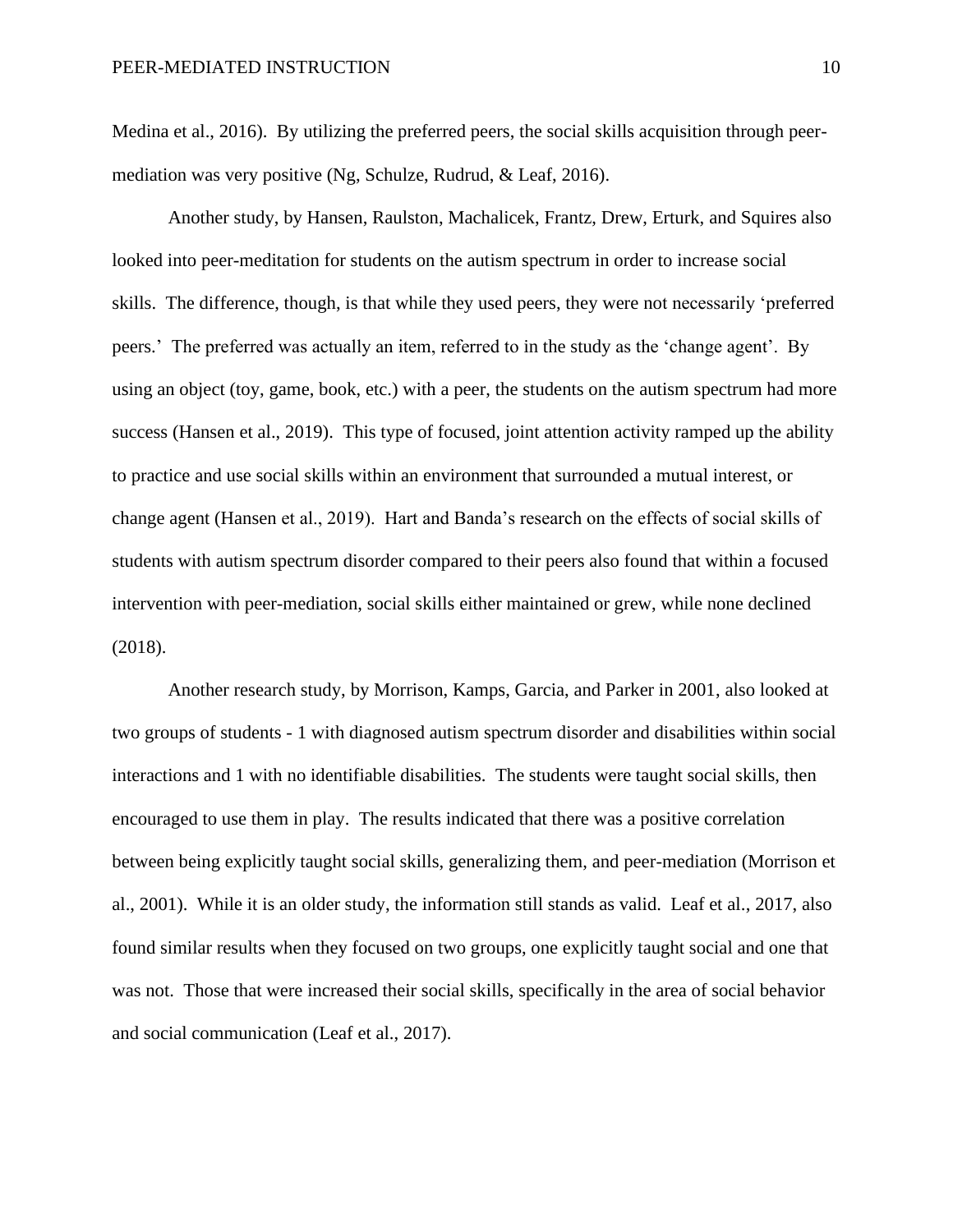Medina et al., 2016). By utilizing the preferred peers, the social skills acquisition through peer-mediation was very positive (Ng, Schulze, Rudrud, & Leaf, 2016).

Another study, by Hansen, Raulston, Machalicek, Frantz, Drew, Erturk, and Squires also looked into peer-meditation for students on the autism spectrum in order to increase social skills. The difference, though, is that while they used peers, they were not necessarily 'preferred peers.' The preferred was actually an item, referred to in the study as the 'change agent'. By using an object (toy, game, book, etc.) with a peer, the students on the autism spectrum had more success (Hansen et al., 2019). This type of focused, joint attention activity ramped up the ability to practice and use social skills within an environment that surrounded a mutual interest, or change agent (Hansen et al., 2019). Hart and Banda's research on the effects of social skills of students with autism spectrum disorder compared to their peers also found that within a focused intervention with peer-mediation, social skills either maintained or grew, while none declined (2018).

Another research study, by Morrison, Kamps, Garcia, and Parker in 2001, also looked at two groups of students - 1 with diagnosed autism spectrum disorder and disabilities within social interactions and 1 with no identifiable disabilities. The students were taught social skills, then encouraged to use them in play. The results indicated that there was a positive correlation between being explicitly taught social skills, generalizing them, and peer-mediation (Morrison et al., 2001). While it is an older study, the information still stands as valid. Leaf et al., 2017, also found similar results when they focused on two groups, one explicitly taught social and one that was not. Those that were increased their social skills, specifically in the area of social behavior and social communication (Leaf et al., 2017).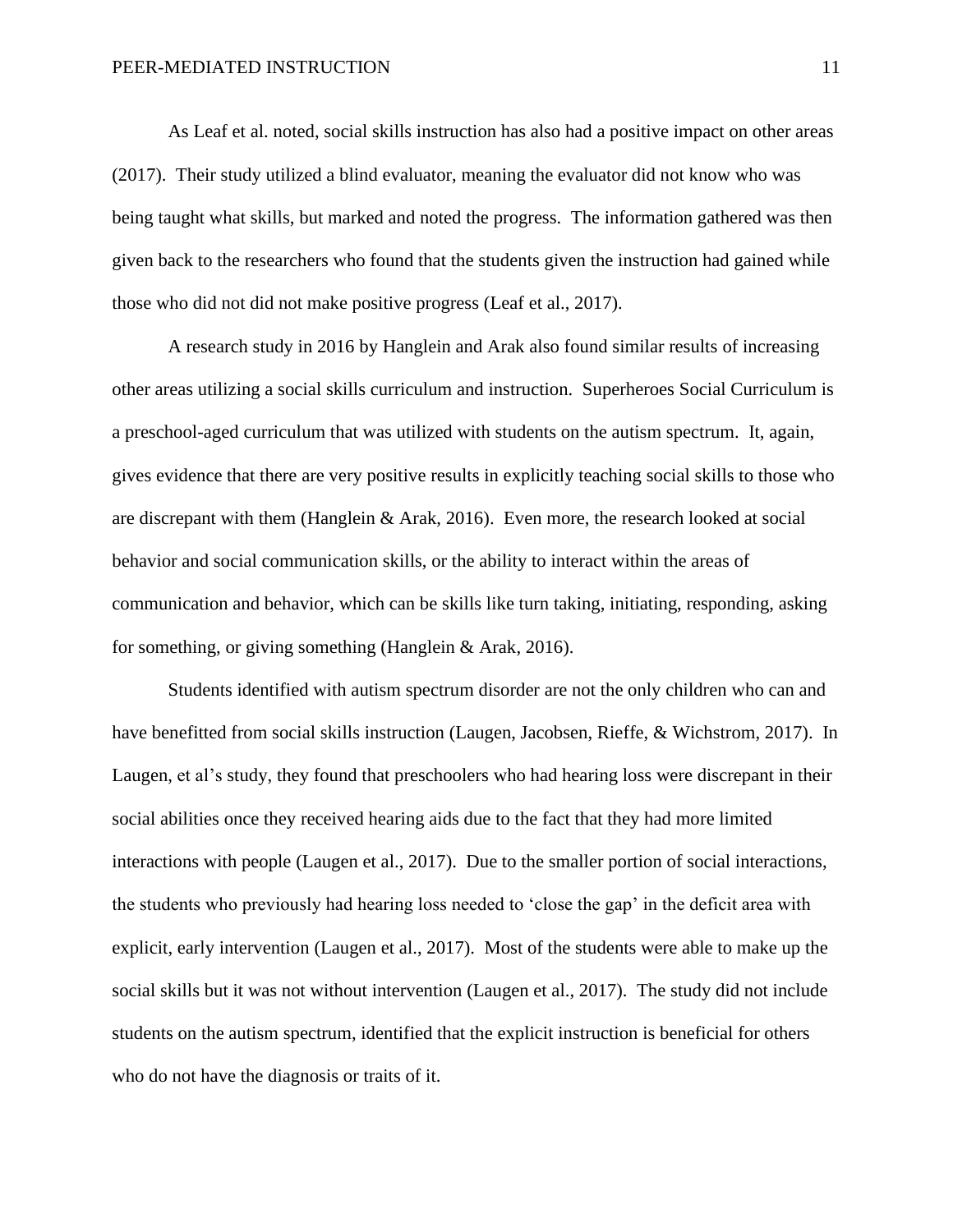As Leaf et al. noted, social skills instruction has also had a positive impact on other areas (2017). Their study utilized a blind evaluator, meaning the evaluator did not know who was being taught what skills, but marked and noted the progress. The information gathered was then given back to the researchers who found that the students given the instruction had gained while those who did not did not make positive progress (Leaf et al., 2017).

A research study in 2016 by Hanglein and Arak also found similar results of increasing other areas utilizing a social skills curriculum and instruction. Superheroes Social Curriculum is a preschool-aged curriculum that was utilized with students on the autism spectrum. It, again, gives evidence that there are very positive results in explicitly teaching social skills to those who are discrepant with them (Hanglein & Arak, 2016). Even more, the research looked at social behavior and social communication skills, or the ability to interact within the areas of communication and behavior, which can be skills like turn taking, initiating, responding, asking for something, or giving something (Hanglein & Arak, 2016).

Students identified with autism spectrum disorder are not the only children who can and have benefitted from social skills instruction (Laugen, Jacobsen, Rieffe, & Wichstrom, 2017). In Laugen, et al's study, they found that preschoolers who had hearing loss were discrepant in their social abilities once they received hearing aids due to the fact that they had more limited interactions with people (Laugen et al., 2017). Due to the smaller portion of social interactions, the students who previously had hearing loss needed to 'close the gap' in the deficit area with explicit, early intervention (Laugen et al., 2017). Most of the students were able to make up the social skills but it was not without intervention (Laugen et al., 2017). The study did not include students on the autism spectrum, identified that the explicit instruction is beneficial for others who do not have the diagnosis or traits of it.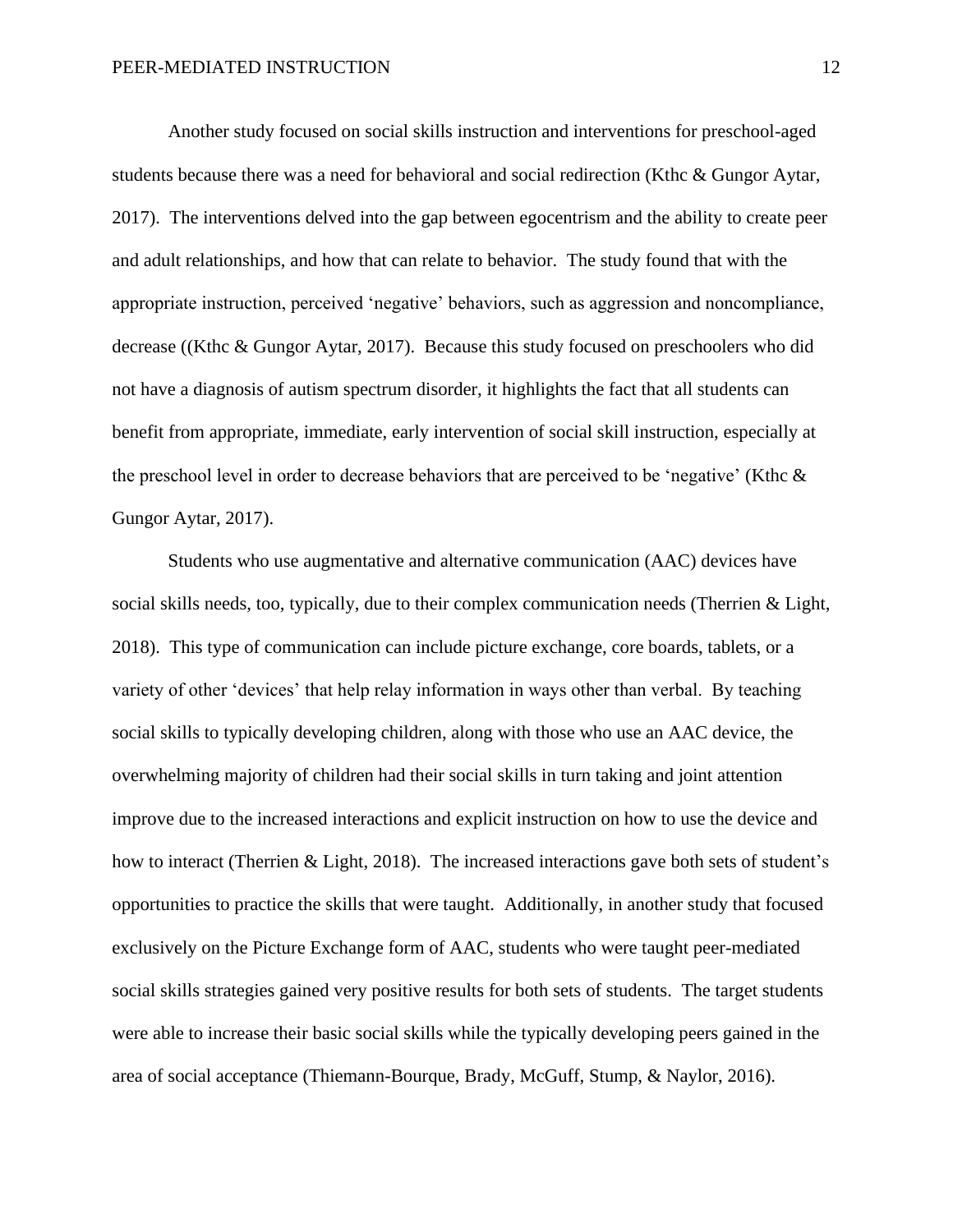Another study focused on social skills instruction and interventions for preschool-aged students because there was a need for behavioral and social redirection (Kthc & Gungor Aytar, 2017). The interventions delved into the gap between egocentrism and the ability to create peer and adult relationships, and how that can relate to behavior. The study found that with the appropriate instruction, perceived 'negative' behaviors, such as aggression and noncompliance, decrease ((Kthc & Gungor Aytar, 2017). Because this study focused on preschoolers who did not have a diagnosis of autism spectrum disorder, it highlights the fact that all students can benefit from appropriate, immediate, early intervention of social skill instruction, especially at the preschool level in order to decrease behaviors that are perceived to be 'negative' (Kthc & Gungor Aytar, 2017).

Students who use augmentative and alternative communication (AAC) devices have social skills needs, too, typically, due to their complex communication needs (Therrien & Light, 2018). This type of communication can include picture exchange, core boards, tablets, or a variety of other 'devices' that help relay information in ways other than verbal. By teaching social skills to typically developing children, along with those who use an AAC device, the overwhelming majority of children had their social skills in turn taking and joint attention improve due to the increased interactions and explicit instruction on how to use the device and how to interact (Therrien & Light, 2018). The increased interactions gave both sets of student's opportunities to practice the skills that were taught. Additionally, in another study that focused exclusively on the Picture Exchange form of AAC, students who were taught peer-mediated social skills strategies gained very positive results for both sets of students. The target students were able to increase their basic social skills while the typically developing peers gained in the area of social acceptance (Thiemann-Bourque, Brady, McGuff, Stump, & Naylor, 2016).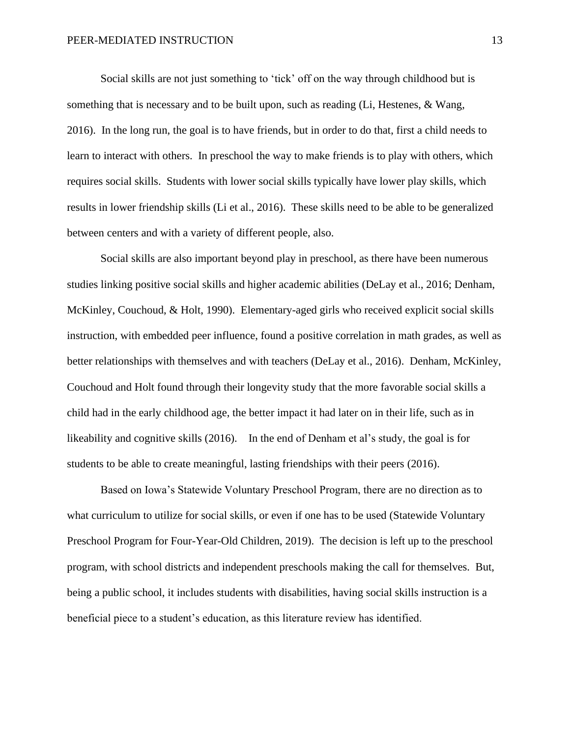Social skills are not just something to 'tick' off on the way through childhood but is something that is necessary and to be built upon, such as reading (Li, Hestenes, & Wang, 2016). In the long run, the goal is to have friends, but in order to do that, first a child needs to learn to interact with others. In preschool the way to make friends is to play with others, which requires social skills. Students with lower social skills typically have lower play skills, which results in lower friendship skills (Li et al., 2016). These skills need to be able to be generalized between centers and with a variety of different people, also.

Social skills are also important beyond play in preschool, as there have been numerous studies linking positive social skills and higher academic abilities (DeLay et al., 2016; Denham, McKinley, Couchoud, & Holt, 1990). Elementary-aged girls who received explicit social skills instruction, with embedded peer influence, found a positive correlation in math grades, as well as better relationships with themselves and with teachers (DeLay et al., 2016). Denham, McKinley, Couchoud and Holt found through their longevity study that the more favorable social skills a child had in the early childhood age, the better impact it had later on in their life, such as in likeability and cognitive skills (2016). In the end of Denham et al's study, the goal is for students to be able to create meaningful, lasting friendships with their peers (2016).

Based on Iowa's Statewide Voluntary Preschool Program, there are no direction as to what curriculum to utilize for social skills, or even if one has to be used (Statewide Voluntary Preschool Program for Four-Year-Old Children, 2019). The decision is left up to the preschool program, with school districts and independent preschools making the call for themselves. But, being a public school, it includes students with disabilities, having social skills instruction is a beneficial piece to a student's education, as this literature review has identified.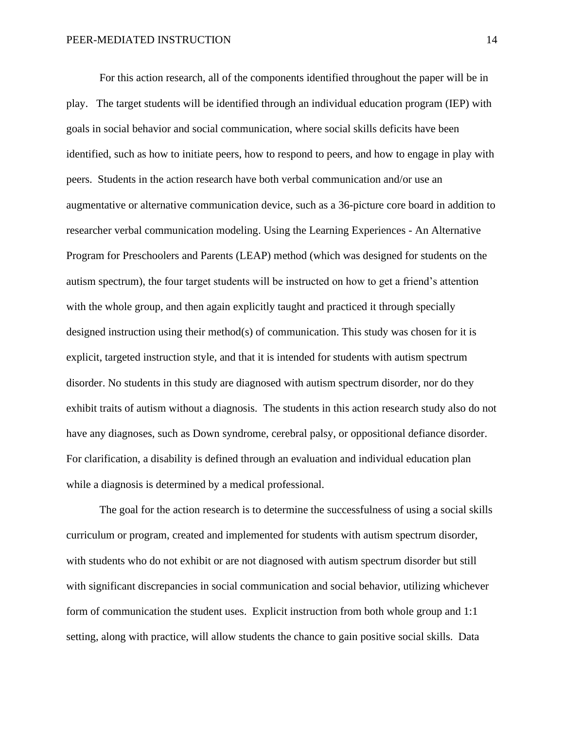For this action research, all of the components identified throughout the paper will be in play. The target students will be identified through an individual education program (IEP) with goals in social behavior and social communication, where social skills deficits have been identified, such as how to initiate peers, how to respond to peers, and how to engage in play with peers. Students in the action research have both verbal communication and/or use an augmentative or alternative communication device, such as a 36-picture core board in addition to researcher verbal communication modeling. Using the Learning Experiences - An Alternative Program for Preschoolers and Parents (LEAP) method (which was designed for students on the autism spectrum), the four target students will be instructed on how to get a friend's attention with the whole group, and then again explicitly taught and practiced it through specially designed instruction using their method(s) of communication. This study was chosen for it is explicit, targeted instruction style, and that it is intended for students with autism spectrum disorder. No students in this study are diagnosed with autism spectrum disorder, nor do they exhibit traits of autism without a diagnosis. The students in this action research study also do not have any diagnoses, such as Down syndrome, cerebral palsy, or oppositional defiance disorder. For clarification, a disability is defined through an evaluation and individual education plan while a diagnosis is determined by a medical professional.

The goal for the action research is to determine the successfulness of using a social skills curriculum or program, created and implemented for students with autism spectrum disorder, with students who do not exhibit or are not diagnosed with autism spectrum disorder but still with significant discrepancies in social communication and social behavior, utilizing whichever form of communication the student uses. Explicit instruction from both whole group and 1:1 setting, along with practice, will allow students the chance to gain positive social skills. Data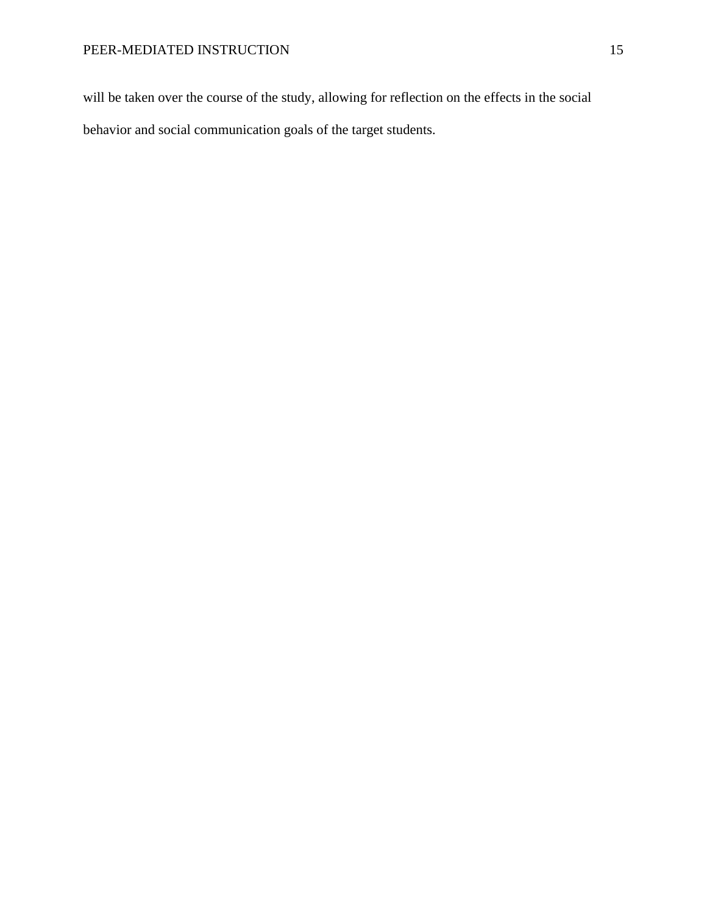will be taken over the course of the study, allowing for reflection on the effects in the social behavior and social communication goals of the target students.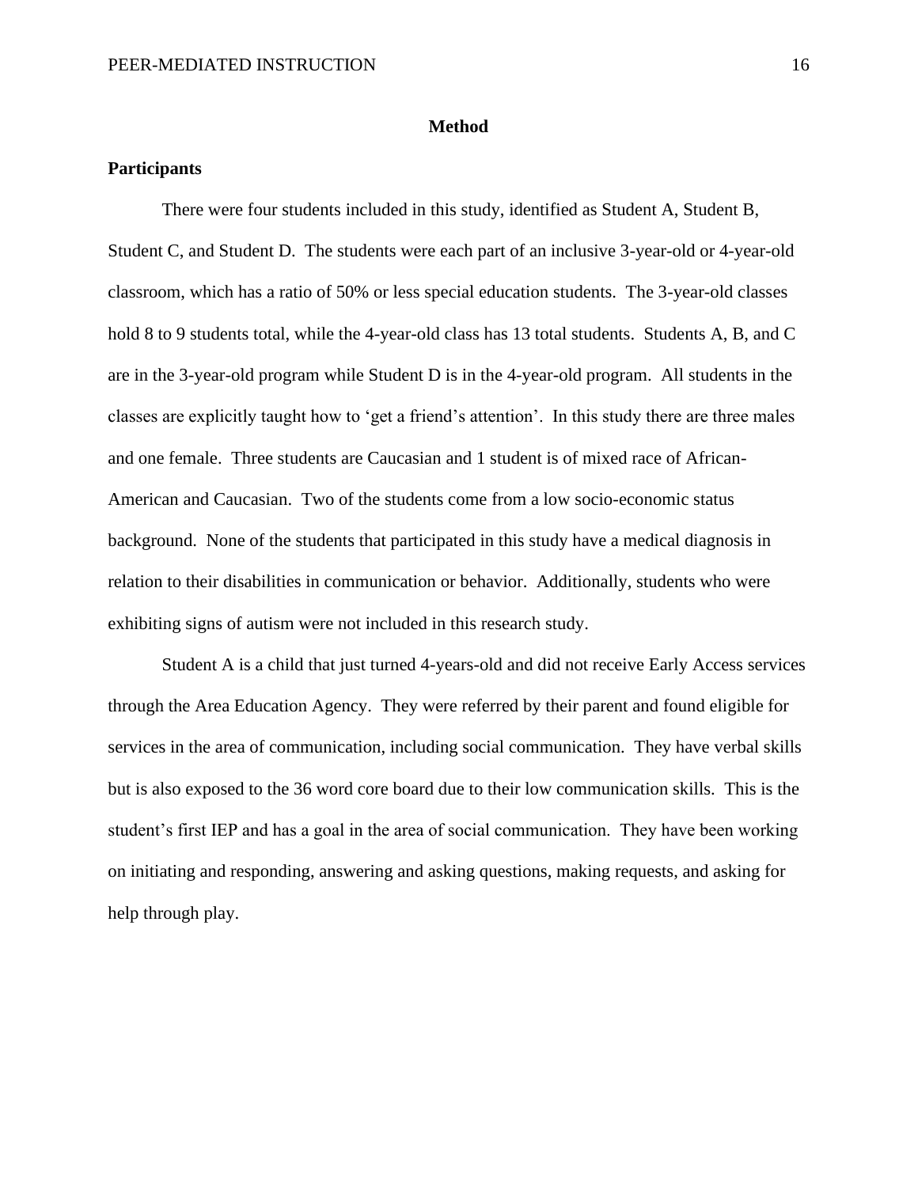# Method

## Participants

There were four students included in this study, identified as Student A, Student B, Student C, and Student D. The students were each part of an inclusive 3-year-old or 4-year-old classroom, which has a ratio of 50% or less special education students. The 3-year-old classes hold 8 to 9 students total, while the 4-year-old class has 13 total students. Students A, B, and C are in the 3-year-old program while Student D is in the 4-year-old program. All students in the classes are explicitly taught how to 'get a friend's attention'. In this study there are three males and one female. Three students are Caucasian and 1 student is of mixed race of African-American and Caucasian. Two of the students come from a low socio-economic status background. None of the students that participated in this study have a medical diagnosis in relation to their disabilities in communication or behavior. Additionally, students who were exhibiting signs of autism were not included in this research study.

Student A is a child that just turned 4-years-old and did not receive Early Access services through the Area Education Agency. They were referred by their parent and found eligible for services in the area of communication, including social communication. They have verbal skills but is also exposed to the 36 word core board due to their low communication skills. This is the student's first IEP and has a goal in the area of social communication. They have been working on initiating and responding, answering and asking questions, making requests, and asking for help through play.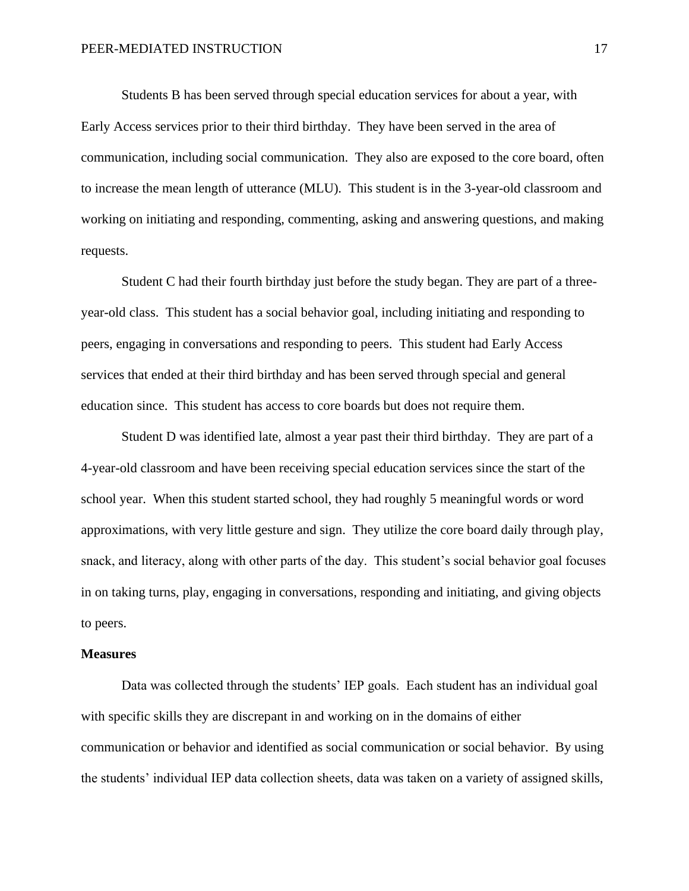Students B has been served through special education services for about a year, with Early Access services prior to their third birthday. They have been served in the area of communication, including social communication. They also are exposed to the core board, often to increase the mean length of utterance (MLU). This student is in the 3-year-old classroom and working on initiating and responding, commenting, asking and answering questions, and making requests.

Student C had their fourth birthday just before the study began. They are part of a three-year-old class. This student has a social behavior goal, including initiating and responding to peers, engaging in conversations and responding to peers. This student had Early Access services that ended at their third birthday and has been served through special and general education since. This student has access to core boards but does not require them.

Student D was identified late, almost a year past their third birthday. They are part of a 4-year-old classroom and have been receiving special education services since the start of the school year. When this student started school, they had roughly 5 meaningful words or word approximations, with very little gesture and sign. They utilize the core board daily through play, snack, and literacy, along with other parts of the day. This student's social behavior goal focuses in on taking turns, play, engaging in conversations, responding and initiating, and giving objects to peers.

**Measures**

Data was collected through the students' IEP goals. Each student has an individual goal with specific skills they are discrepant in and working on in the domains of either communication or behavior and identified as social communication or social behavior. By using the students' individual IEP data collection sheets, data was taken on a variety of assigned skills,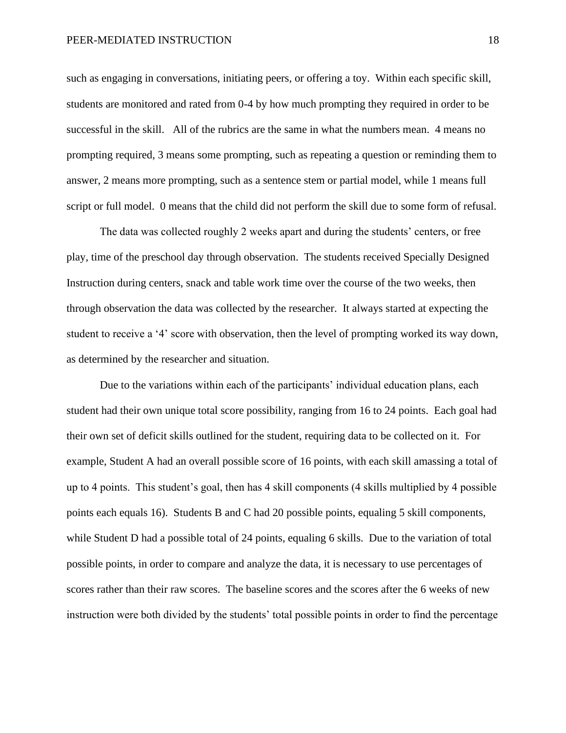such as engaging in conversations, initiating peers, or offering a toy. Within each specific skill, students are monitored and rated from 0-4 by how much prompting they required in order to be successful in the skill. All of the rubrics are the same in what the numbers mean. 4 means no prompting required, 3 means some prompting, such as repeating a question or reminding them to answer, 2 means more prompting, such as a sentence stem or partial model, while 1 means full script or full model. 0 means that the child did not perform the skill due to some form of refusal.

The data was collected roughly 2 weeks apart and during the students' centers, or free play, time of the preschool day through observation. The students received Specially Designed Instruction during centers, snack and table work time over the course of the two weeks, then through observation the data was collected by the researcher. It always started at expecting the student to receive a '4' score with observation, then the level of prompting worked its way down, as determined by the researcher and situation.

Due to the variations within each of the participants' individual education plans, each student had their own unique total score possibility, ranging from 16 to 24 points. Each goal had their own set of deficit skills outlined for the student, requiring data to be collected on it. For example, Student A had an overall possible score of 16 points, with each skill amassing a total of up to 4 points. This student's goal, then has 4 skill components (4 skills multiplied by 4 possible points each equals 16). Students B and C had 20 possible points, equaling 5 skill components, while Student D had a possible total of 24 points, equaling 6 skills. Due to the variation of total possible points, in order to compare and analyze the data, it is necessary to use percentages of scores rather than their raw scores. The baseline scores and the scores after the 6 weeks of new instruction were both divided by the students' total possible points in order to find the percentage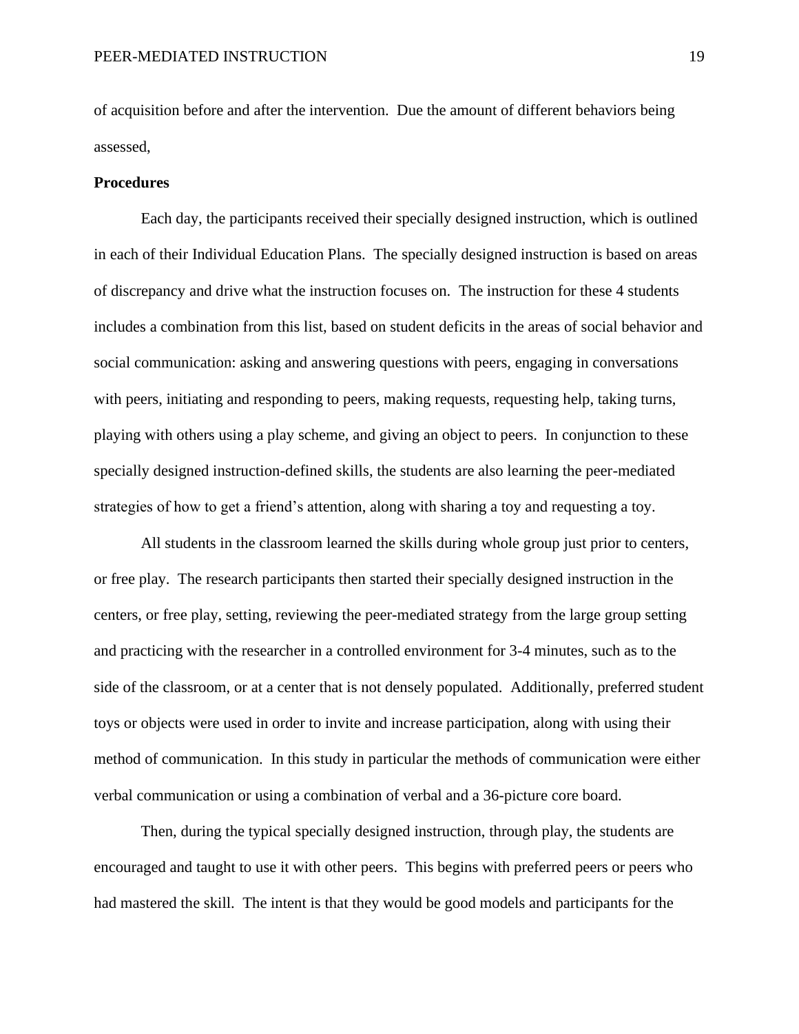of acquisition before and after the intervention. Due the amount of different behaviors being assessed,

**Procedures**

Each day, the participants received their specially designed instruction, which is outlined in each of their Individual Education Plans. The specially designed instruction is based on areas of discrepancy and drive what the instruction focuses on. The instruction for these 4 students includes a combination from this list, based on student deficits in the areas of social behavior and social communication: asking and answering questions with peers, engaging in conversations with peers, initiating and responding to peers, making requests, requesting help, taking turns, playing with others using a play scheme, and giving an object to peers. In conjunction to these specially designed instruction-defined skills, the students are also learning the peer-mediated strategies of how to get a friend's attention, along with sharing a toy and requesting a toy.

All students in the classroom learned the skills during whole group just prior to centers, or free play. The research participants then started their specially designed instruction in the centers, or free play, setting, reviewing the peer-mediated strategy from the large group setting and practicing with the researcher in a controlled environment for 3-4 minutes, such as to the side of the classroom, or at a center that is not densely populated. Additionally, preferred student toys or objects were used in order to invite and increase participation, along with using their method of communication. In this study in particular the methods of communication were either verbal communication or using a combination of verbal and a 36-picture core board.

Then, during the typical specially designed instruction, through play, the students are encouraged and taught to use it with other peers. This begins with preferred peers or peers who had mastered the skill. The intent is that they would be good models and participants for the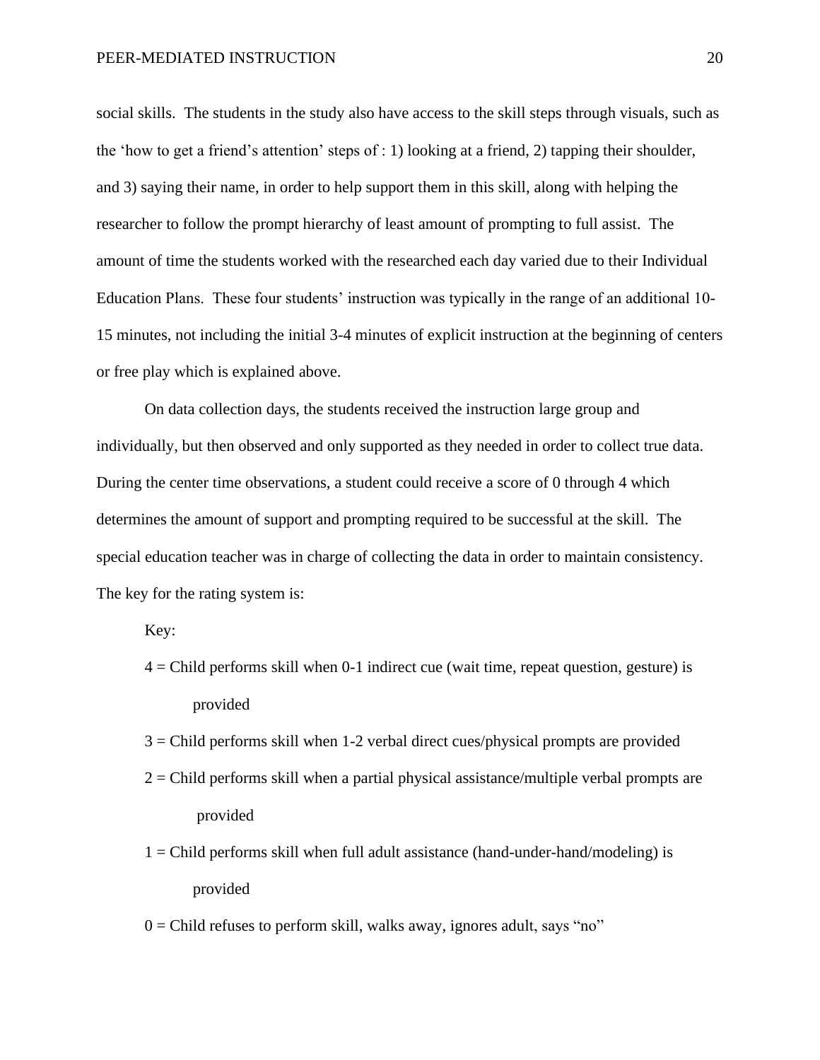social skills. The students in the study also have access to the skill steps through visuals, such as the 'how to get a friend's attention' steps of : 1) looking at a friend, 2) tapping their shoulder, and 3) saying their name, in order to help support them in this skill, along with helping the researcher to follow the prompt hierarchy of least amount of prompting to full assist. The amount of time the students worked with the researched each day varied due to their Individual Education Plans. These four students' instruction was typically in the range of an additional 10-15 minutes, not including the initial 3-4 minutes of explicit instruction at the beginning of centers or free play which is explained above.

On data collection days, the students received the instruction large group and individually, but then observed and only supported as they needed in order to collect true data. During the center time observations, a student could receive a score of 0 through 4 which determines the amount of support and prompting required to be successful at the skill. The special education teacher was in charge of collecting the data in order to maintain consistency. The key for the rating system is:

Key:

4 = Child performs skill when 0-1 indirect cue (wait time, repeat question, gesture) is provided

3 = Child performs skill when 1-2 verbal direct cues/physical prompts are provided

2 = Child performs skill when a partial physical assistance/multiple verbal prompts are provided

1 = Child performs skill when full adult assistance (hand-under-hand/modeling) is provided

0 = Child refuses to perform skill, walks away, ignores adult, says "no"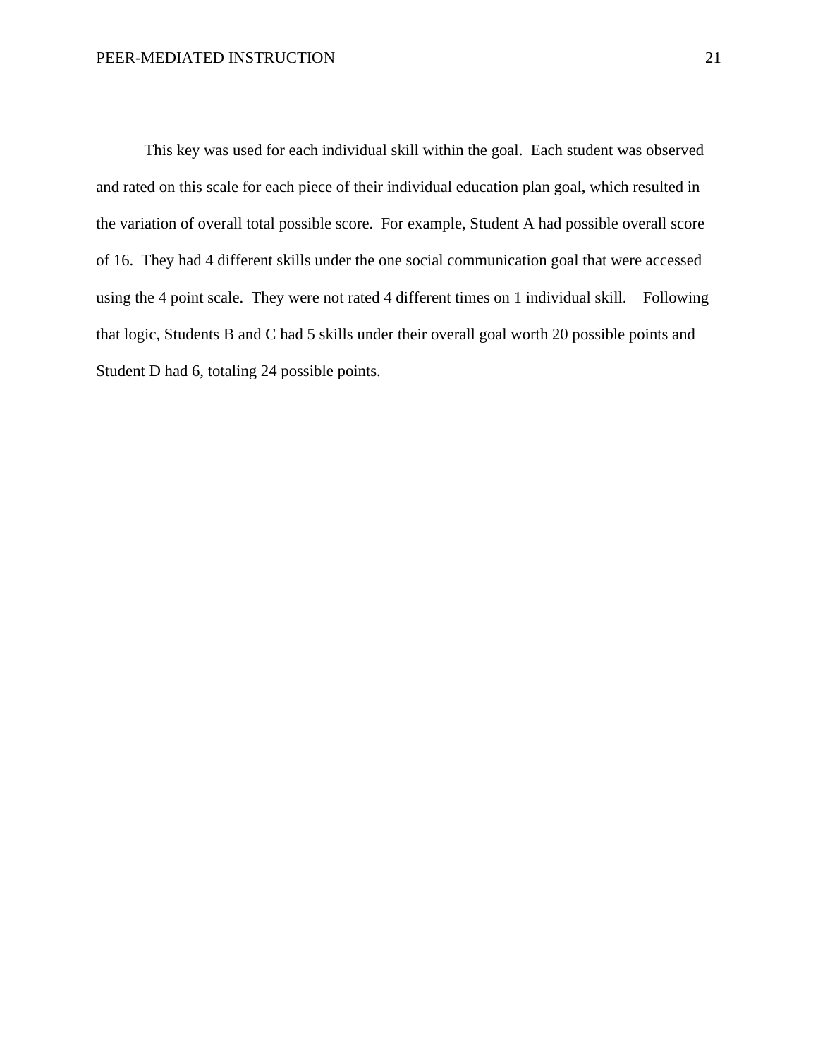This key was used for each individual skill within the goal. Each student was observed and rated on this scale for each piece of their individual education plan goal, which resulted in the variation of overall total possible score. For example, Student A had possible overall score of 16. They had 4 different skills under the one social communication goal that were accessed using the 4 point scale. They were not rated 4 different times on 1 individual skill. Following that logic, Students B and C had 5 skills under their overall goal worth 20 possible points and Student D had 6, totaling 24 possible points.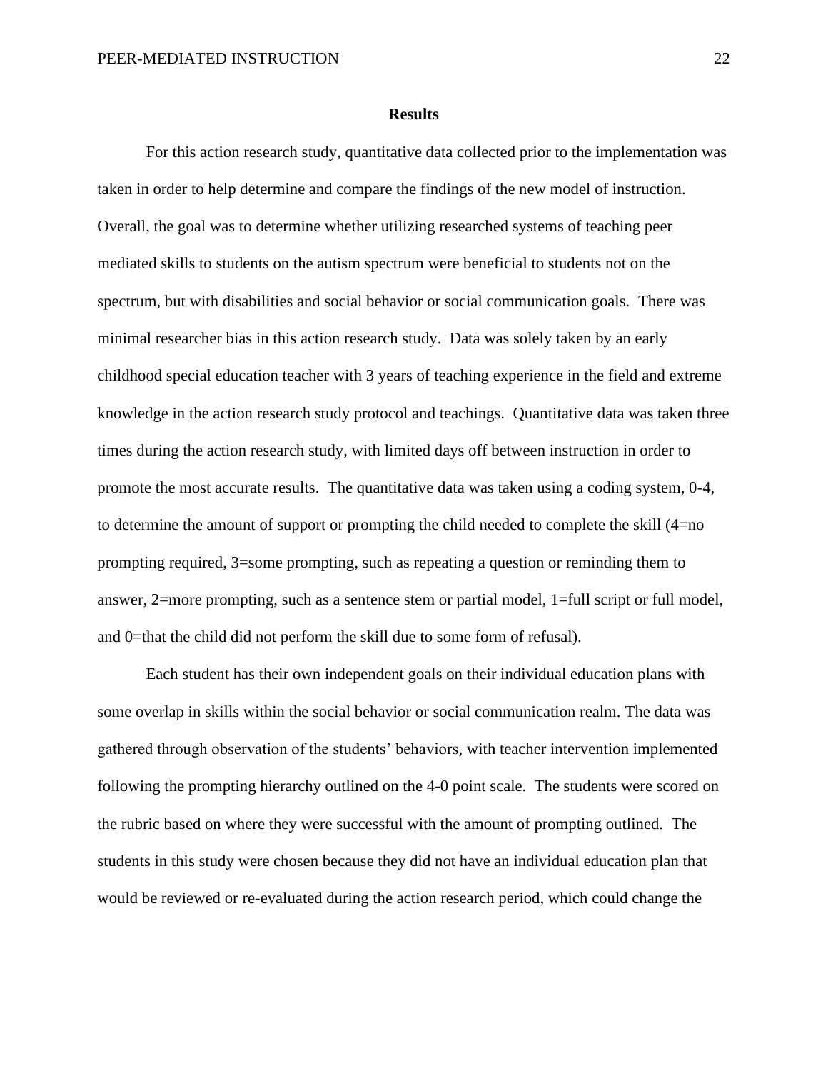## Results

For this action research study, quantitative data collected prior to the implementation was taken in order to help determine and compare the findings of the new model of instruction. Overall, the goal was to determine whether utilizing researched systems of teaching peer mediated skills to students on the autism spectrum were beneficial to students not on the spectrum, but with disabilities and social behavior or social communication goals. There was minimal researcher bias in this action research study. Data was solely taken by an early childhood special education teacher with 3 years of teaching experience in the field and extreme knowledge in the action research study protocol and teachings. Quantitative data was taken three times during the action research study, with limited days off between instruction in order to promote the most accurate results. The quantitative data was taken using a coding system, 0-4, to determine the amount of support or prompting the child needed to complete the skill (4=no prompting required, 3=some prompting, such as repeating a question or reminding them to answer, 2=more prompting, such as a sentence stem or partial model, 1=full script or full model, and 0=that the child did not perform the skill due to some form of refusal).

Each student has their own independent goals on their individual education plans with some overlap in skills within the social behavior or social communication realm. The data was gathered through observation of the students' behaviors, with teacher intervention implemented following the prompting hierarchy outlined on the 4-0 point scale. The students were scored on the rubric based on where they were successful with the amount of prompting outlined. The students in this study were chosen because they did not have an individual education plan that would be reviewed or re-evaluated during the action research period, which could change the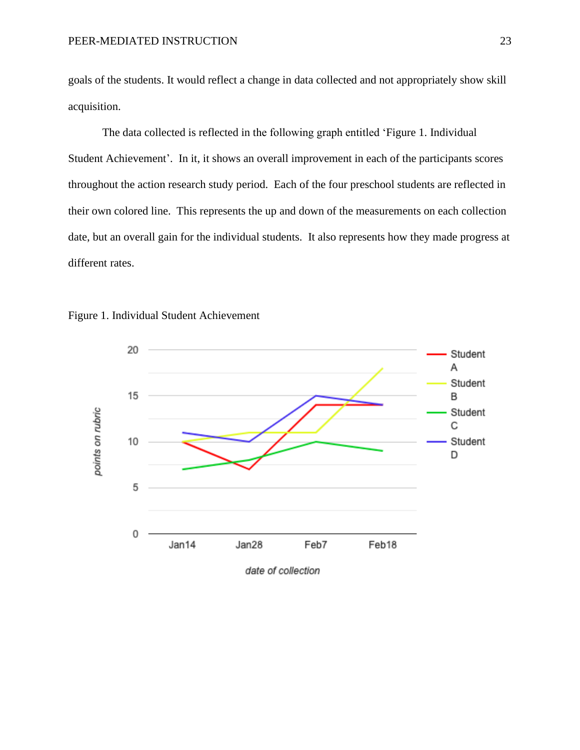goals of the students. It would reflect a change in data collected and not appropriately show skill acquisition.

The data collected is reflected in the following graph entitled ‘Figure 1. Individual Student Achievement’. In it, it shows an overall improvement in each of the participants scores throughout the action research study period. Each of the four preschool students are reflected in their own colored line. This represents the up and down of the measurements on each collection date, but an overall gain for the individual students. It also represents how they made progress at different rates.

Figure 1. Individual Student Achievement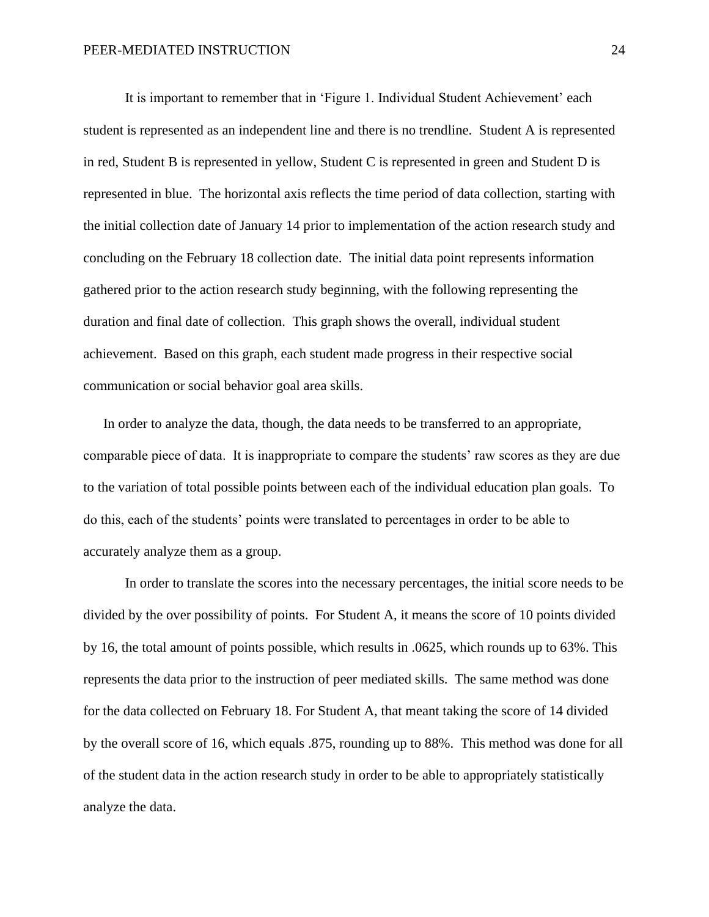It is important to remember that in 'Figure 1. Individual Student Achievement' each student is represented as an independent line and there is no trendline. Student A is represented in red, Student B is represented in yellow, Student C is represented in green and Student D is represented in blue. The horizontal axis reflects the time period of data collection, starting with the initial collection date of January 14 prior to implementation of the action research study and concluding on the February 18 collection date. The initial data point represents information gathered prior to the action research study beginning, with the following representing the duration and final date of collection. This graph shows the overall, individual student achievement. Based on this graph, each student made progress in their respective social communication or social behavior goal area skills.

In order to analyze the data, though, the data needs to be transferred to an appropriate, comparable piece of data. It is inappropriate to compare the students' raw scores as they are due to the variation of total possible points between each of the individual education plan goals. To do this, each of the students' points were translated to percentages in order to be able to accurately analyze them as a group.

In order to translate the scores into the necessary percentages, the initial score needs to be divided by the over possibility of points. For Student A, it means the score of 10 points divided by 16, the total amount of points possible, which results in .0625, which rounds up to 63%. This represents the data prior to the instruction of peer mediated skills. The same method was done for the data collected on February 18. For Student A, that meant taking the score of 14 divided by the overall score of 16, which equals .875, rounding up to 88%. This method was done for all of the student data in the action research study in order to be able to appropriately statistically analyze the data.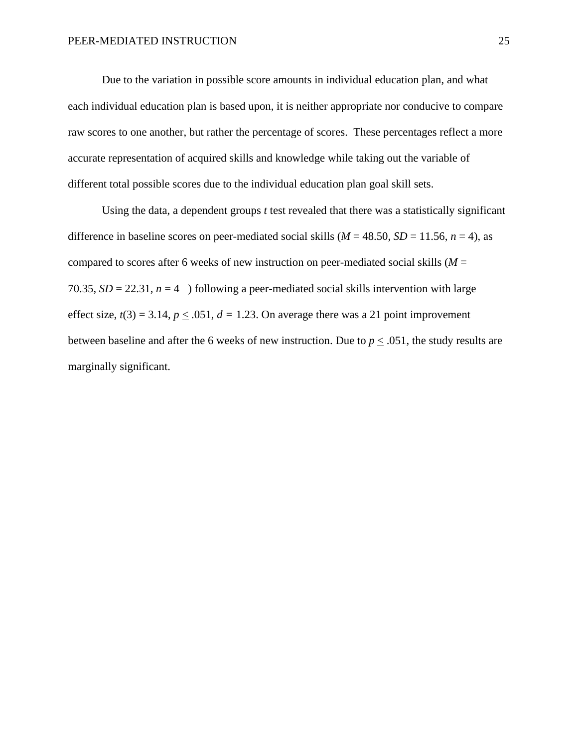Due to the variation in possible score amounts in individual education plan, and what each individual education plan is based upon, it is neither appropriate nor conducive to compare raw scores to one another, but rather the percentage of scores. These percentages reflect a more accurate representation of acquired skills and knowledge while taking out the variable of different total possible scores due to the individual education plan goal skill sets.

Using the data, a dependent groups *t* test revealed that there was a statistically significant difference in baseline scores on peer-mediated social skills ($M$ = 48.50, $SD$ = 11.56, $n$ = 4), as compared to scores after 6 weeks of new instruction on peer-mediated social skills ($M$ = 70.35, $SD$ = 22.31, $n$ = 4 ) following a peer-mediated social skills intervention with large effect size, $t(3) = 3.14$, $p \leq .051$, $d = 1.23$. On average there was a 21 point improvement between baseline and after the 6 weeks of new instruction. Due to $p \leq .051$, the study results are marginally significant.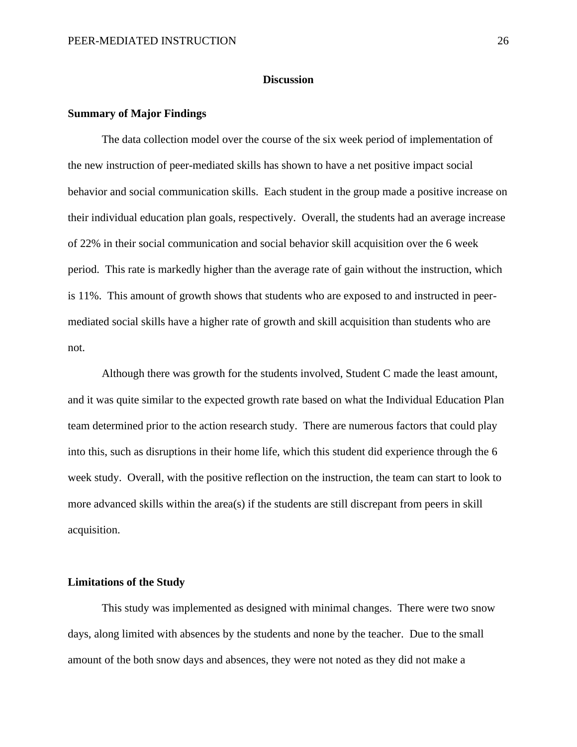# Discussion

## Summary of Major Findings

The data collection model over the course of the six week period of implementation of the new instruction of peer-mediated skills has shown to have a net positive impact social behavior and social communication skills. Each student in the group made a positive increase on their individual education plan goals, respectively. Overall, the students had an average increase of 22% in their social communication and social behavior skill acquisition over the 6 week period. This rate is markedly higher than the average rate of gain without the instruction, which is 11%. This amount of growth shows that students who are exposed to and instructed in peer-mediated social skills have a higher rate of growth and skill acquisition than students who are not.

Although there was growth for the students involved, Student C made the least amount, and it was quite similar to the expected growth rate based on what the Individual Education Plan team determined prior to the action research study. There are numerous factors that could play into this, such as disruptions in their home life, which this student did experience through the 6 week study. Overall, with the positive reflection on the instruction, the team can start to look to more advanced skills within the area(s) if the students are still discrepant from peers in skill acquisition.

## Limitations of the Study

This study was implemented as designed with minimal changes. There were two snow days, along limited with absences by the students and none by the teacher. Due to the small amount of the both snow days and absences, they were not noted as they did not make a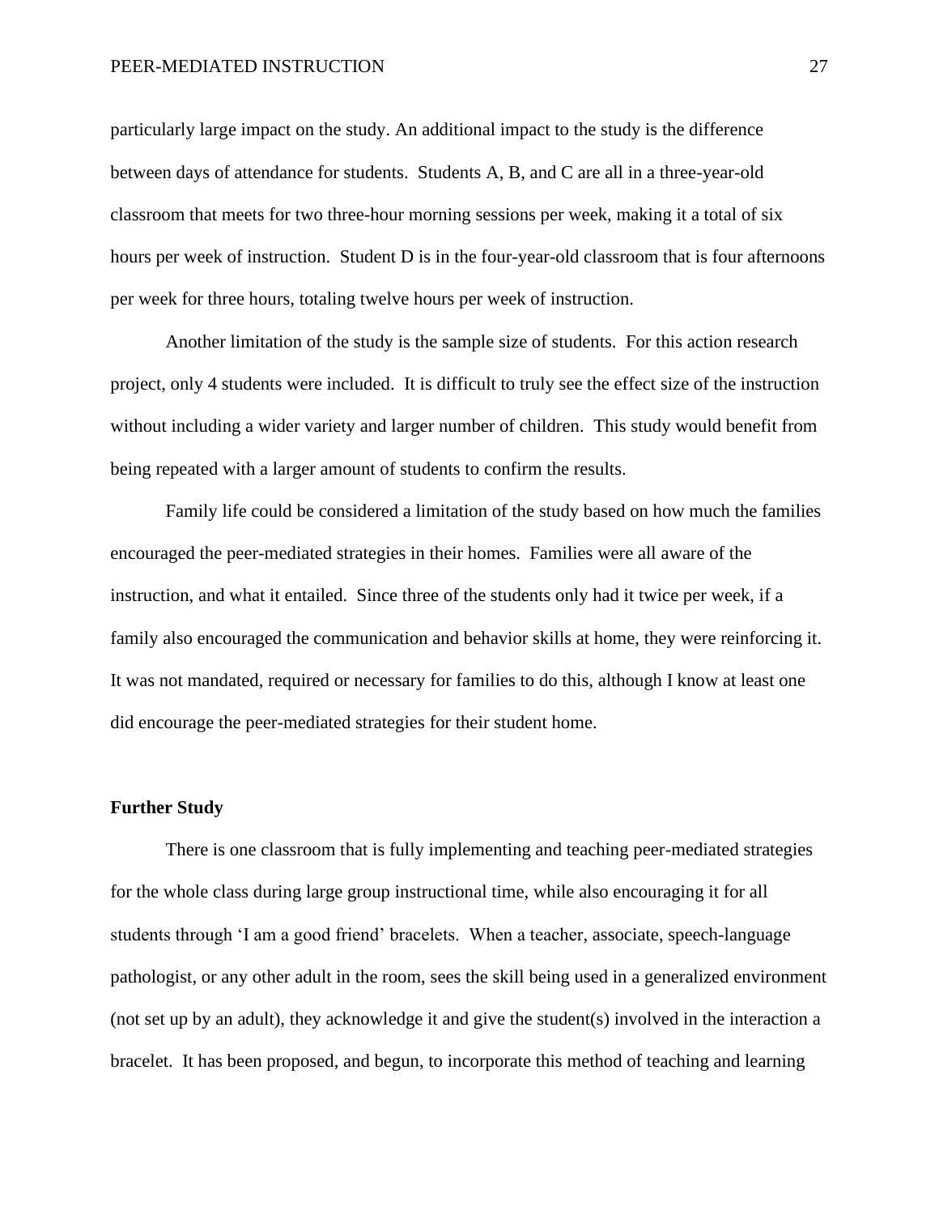particularly large impact on the study. An additional impact to the study is the difference between days of attendance for students. Students A, B, and C are all in a three-year-old classroom that meets for two three-hour morning sessions per week, making it a total of six hours per week of instruction. Student D is in the four-year-old classroom that is four afternoons per week for three hours, totaling twelve hours per week of instruction.

Another limitation of the study is the sample size of students. For this action research project, only 4 students were included. It is difficult to truly see the effect size of the instruction without including a wider variety and larger number of children. This study would benefit from being repeated with a larger amount of students to confirm the results.

Family life could be considered a limitation of the study based on how much the families encouraged the peer-mediated strategies in their homes. Families were all aware of the instruction, and what it entailed. Since three of the students only had it twice per week, if a family also encouraged the communication and behavior skills at home, they were reinforcing it. It was not mandated, required or necessary for families to do this, although I know at least one did encourage the peer-mediated strategies for their student home.

**Further Study**

There is one classroom that is fully implementing and teaching peer-mediated strategies for the whole class during large group instructional time, while also encouraging it for all students through 'I am a good friend' bracelets. When a teacher, associate, speech-language pathologist, or any other adult in the room, sees the skill being used in a generalized environment (not set up by an adult), they acknowledge it and give the student(s) involved in the interaction a bracelet. It has been proposed, and begun, to incorporate this method of teaching and learning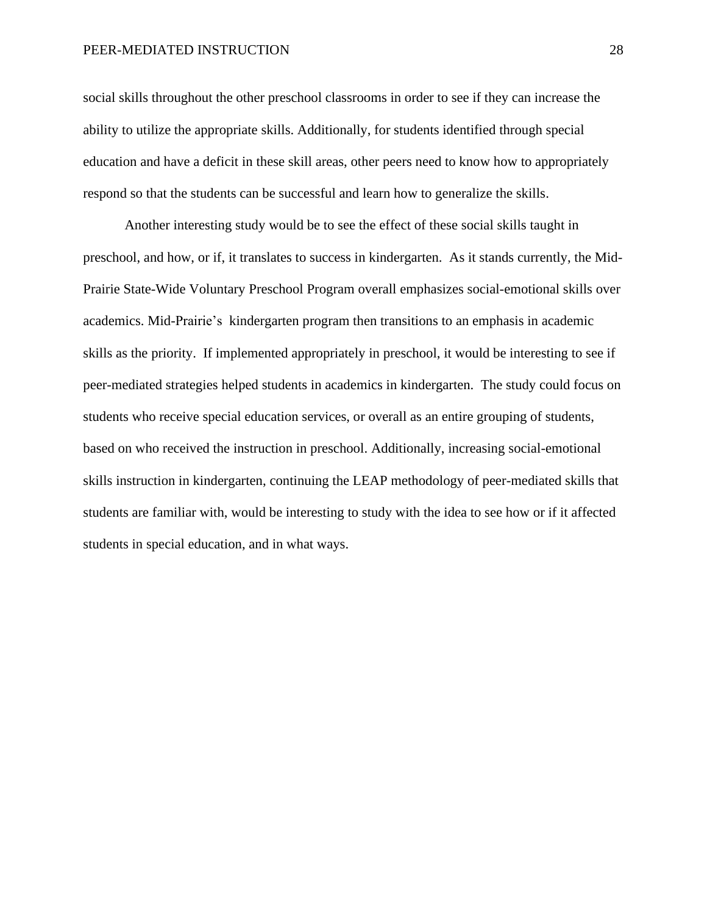social skills throughout the other preschool classrooms in order to see if they can increase the ability to utilize the appropriate skills. Additionally, for students identified through special education and have a deficit in these skill areas, other peers need to know how to appropriately respond so that the students can be successful and learn how to generalize the skills.

Another interesting study would be to see the effect of these social skills taught in preschool, and how, or if, it translates to success in kindergarten. As it stands currently, the Mid-Prairie State-Wide Voluntary Preschool Program overall emphasizes social-emotional skills over academics. Mid-Prairie's kindergarten program then transitions to an emphasis in academic skills as the priority. If implemented appropriately in preschool, it would be interesting to see if peer-mediated strategies helped students in academics in kindergarten. The study could focus on students who receive special education services, or overall as an entire grouping of students, based on who received the instruction in preschool. Additionally, increasing social-emotional skills instruction in kindergarten, continuing the LEAP methodology of peer-mediated skills that students are familiar with, would be interesting to study with the idea to see how or if it affected students in special education, and in what ways.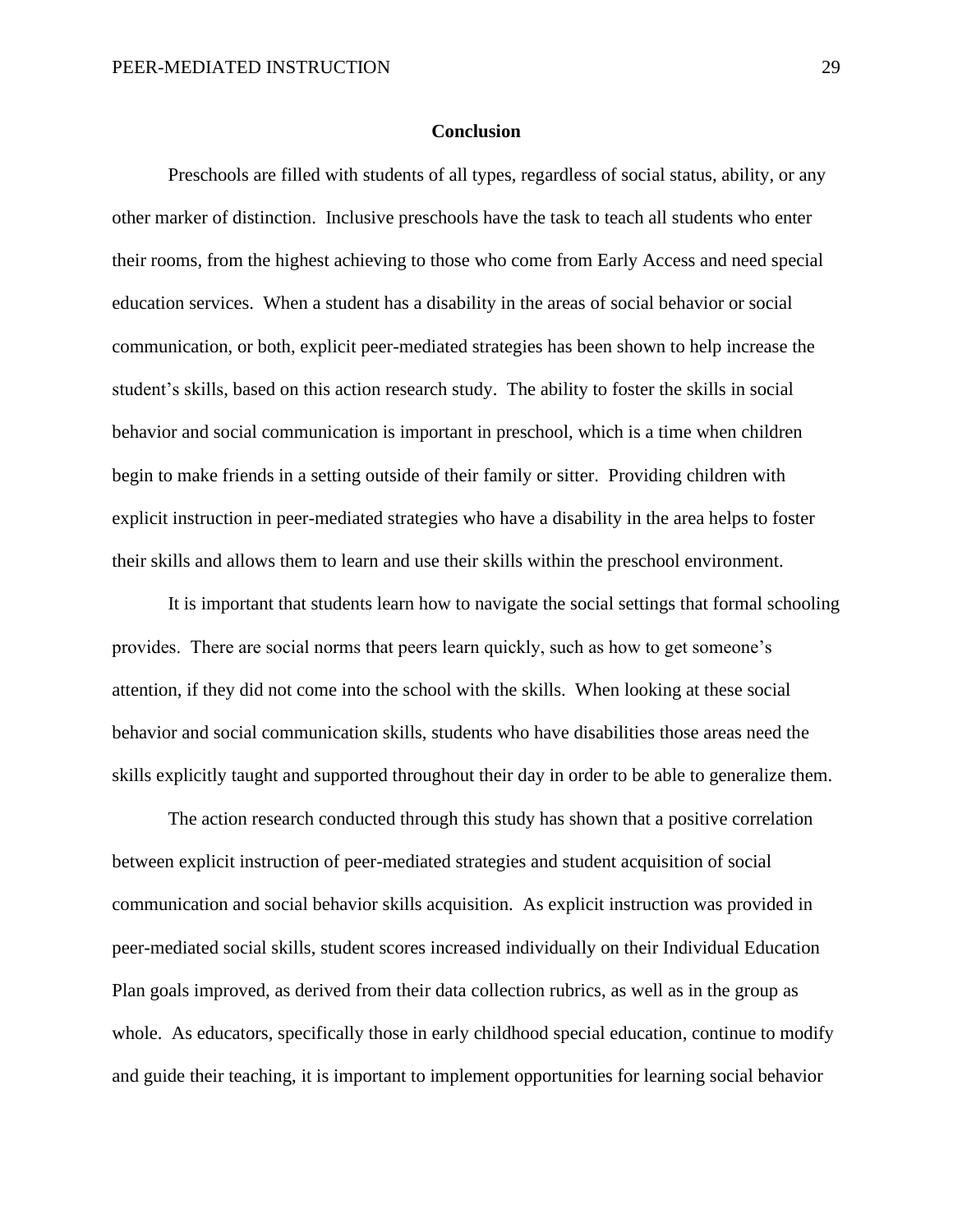## Conclusion

Preschools are filled with students of all types, regardless of social status, ability, or any other marker of distinction. Inclusive preschools have the task to teach all students who enter their rooms, from the highest achieving to those who come from Early Access and need special education services. When a student has a disability in the areas of social behavior or social communication, or both, explicit peer-mediated strategies has been shown to help increase the student's skills, based on this action research study. The ability to foster the skills in social behavior and social communication is important in preschool, which is a time when children begin to make friends in a setting outside of their family or sitter. Providing children with explicit instruction in peer-mediated strategies who have a disability in the area helps to foster their skills and allows them to learn and use their skills within the preschool environment.

It is important that students learn how to navigate the social settings that formal schooling provides. There are social norms that peers learn quickly, such as how to get someone's attention, if they did not come into the school with the skills. When looking at these social behavior and social communication skills, students who have disabilities those areas need the skills explicitly taught and supported throughout their day in order to be able to generalize them.

The action research conducted through this study has shown that a positive correlation between explicit instruction of peer-mediated strategies and student acquisition of social communication and social behavior skills acquisition. As explicit instruction was provided in peer-mediated social skills, student scores increased individually on their Individual Education Plan goals improved, as derived from their data collection rubrics, as well as in the group as whole. As educators, specifically those in early childhood special education, continue to modify and guide their teaching, it is important to implement opportunities for learning social behavior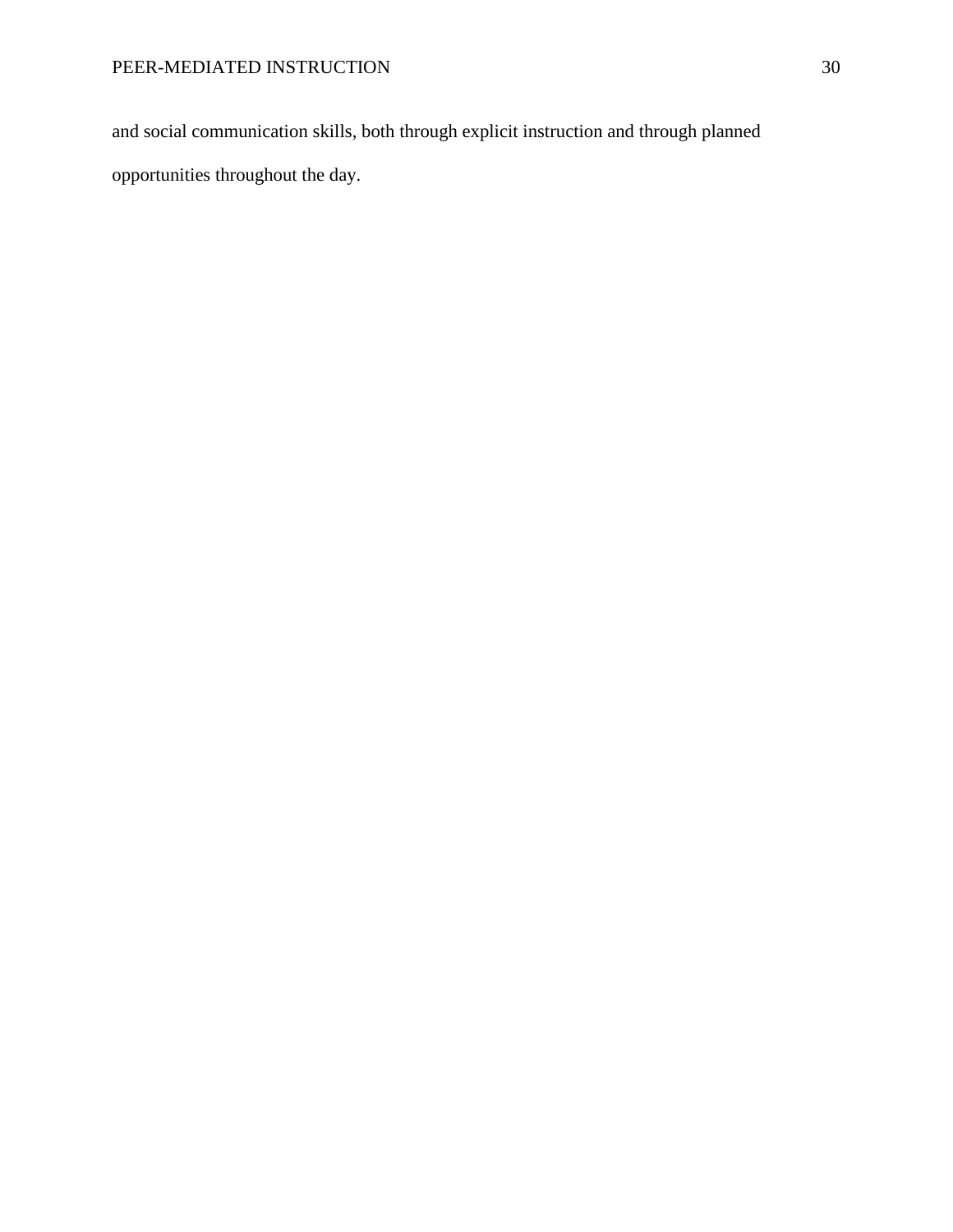and social communication skills, both through explicit instruction and through planned opportunities throughout the day.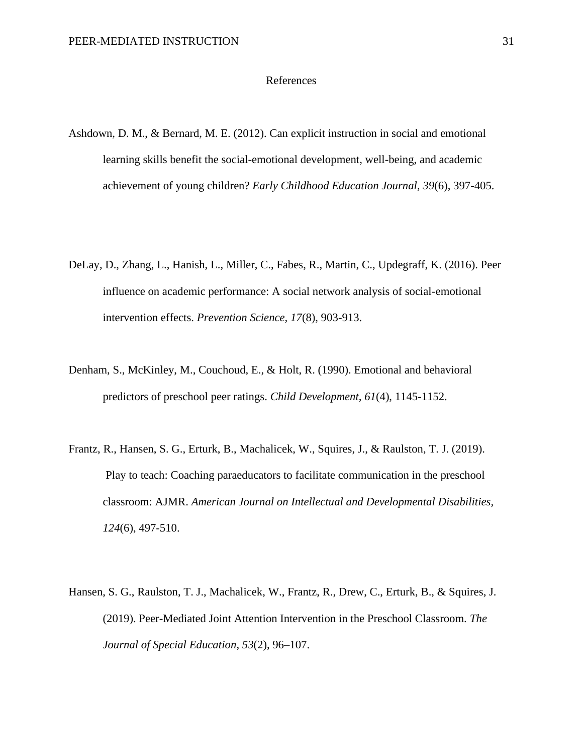# References

Ashdown, D. M., & Bernard, M. E. (2012). Can explicit instruction in social and emotional learning skills benefit the social-emotional development, well-being, and academic achievement of young children? *Early Childhood Education Journal*, *39*(6), 397-405.

DeLay, D., Zhang, L., Hanish, L., Miller, C., Fabes, R., Martin, C., Updegraff, K. (2016). Peer influence on academic performance: A social network analysis of social-emotional intervention effects. *Prevention Science*, *17*(8), 903-913.

Denham, S., McKinley, M., Couchoud, E., & Holt, R. (1990). Emotional and behavioral predictors of preschool peer ratings. *Child Development*, *61*(4), 1145-1152.

Frantz, R., Hansen, S. G., Erturk, B., Machalicek, W., Squires, J., & Raulston, T. J. (2019). Play to teach: Coaching paraeducators to facilitate communication in the preschool classroom: AJMR. *American Journal on Intellectual and Developmental Disabilities, 124*(6), 497-510.

Hansen, S. G., Raulston, T. J., Machalicek, W., Frantz, R., Drew, C., Erturk, B., & Squires, J. (2019). Peer-Mediated Joint Attention Intervention in the Preschool Classroom. *The Journal of Special Education*, *53*(2), 96–107.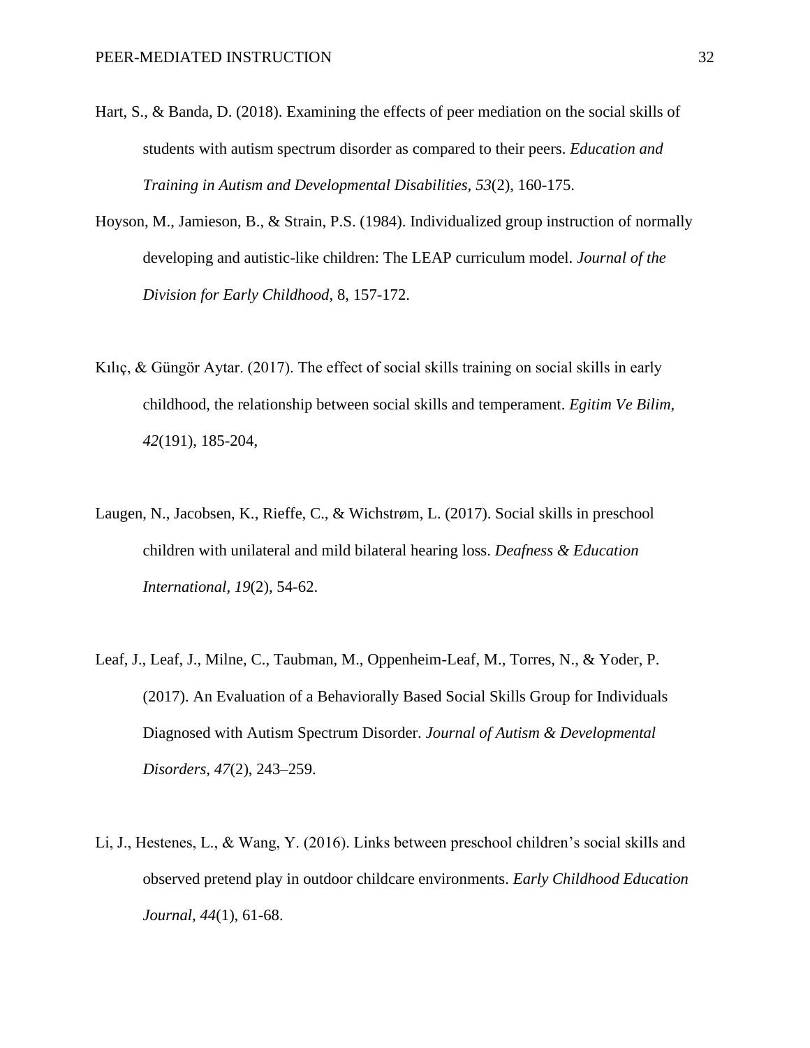Hart, S., & Banda, D. (2018). Examining the effects of peer mediation on the social skills of students with autism spectrum disorder as compared to their peers. *Education and Training in Autism and Developmental Disabilities, 53*(2), 160-175.

Hoyson, M., Jamieson, B., & Strain, P.S. (1984). Individualized group instruction of normally developing and autistic-like children: The LEAP curriculum model. *Journal of the Division for Early Childhood,* 8, 157-172.

Kılıç, & Güngör Aytar. (2017). The effect of social skills training on social skills in early childhood, the relationship between social skills and temperament. *Egitim Ve Bilim, 42*(191), 185-204,

Laugen, N., Jacobsen, K., Rieffe, C., & Wichstrøm, L. (2017). Social skills in preschool children with unilateral and mild bilateral hearing loss. *Deafness & Education International, 19*(2), 54-62.

Leaf, J., Leaf, J., Milne, C., Taubman, M., Oppenheim-Leaf, M., Torres, N., & Yoder, P. (2017). An Evaluation of a Behaviorally Based Social Skills Group for Individuals Diagnosed with Autism Spectrum Disorder. *Journal of Autism & Developmental Disorders*, *47*(2), 243–259.

Li, J., Hestenes, L., & Wang, Y. (2016). Links between preschool children's social skills and observed pretend play in outdoor childcare environments. *Early Childhood Education Journal*, *44*(1), 61-68.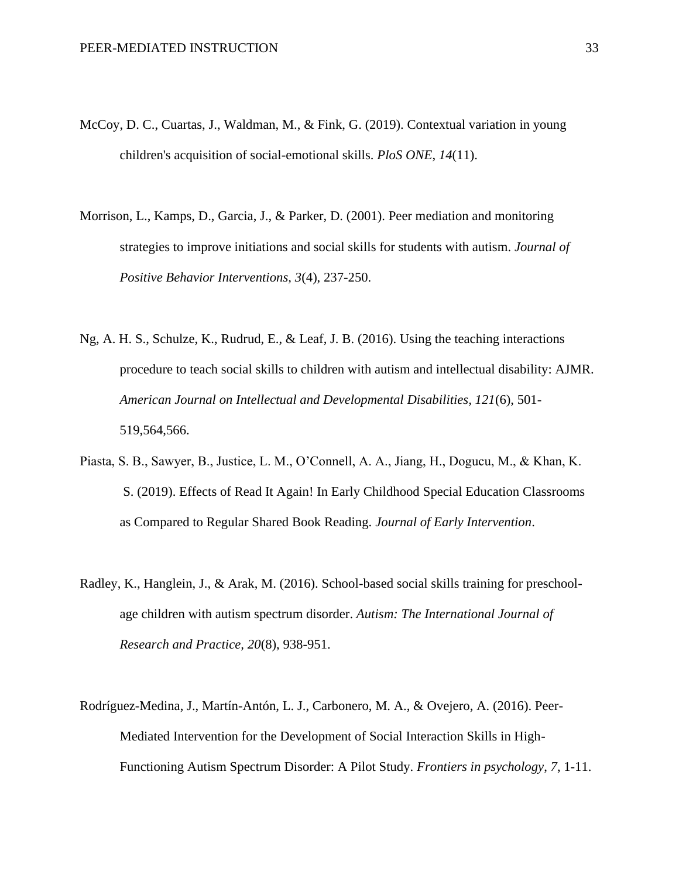McCoy, D. C., Cuartas, J., Waldman, M., & Fink, G. (2019). Contextual variation in young children's acquisition of social-emotional skills. *PloS ONE, 14*(11).

Morrison, L., Kamps, D., Garcia, J., & Parker, D. (2001). Peer mediation and monitoring strategies to improve initiations and social skills for students with autism. *Journal of Positive Behavior Interventions, 3*(4), 237-250.

Ng, A. H. S., Schulze, K., Rudrud, E., & Leaf, J. B. (2016). Using the teaching interactions procedure to teach social skills to children with autism and intellectual disability: AJMR. *American Journal on Intellectual and Developmental Disabilities, 121*(6), 501-519,564,566.

Piasta, S. B., Sawyer, B., Justice, L. M., O'Connell, A. A., Jiang, H., Dogucu, M., & Khan, K. S. (2019). Effects of Read It Again! In Early Childhood Special Education Classrooms as Compared to Regular Shared Book Reading. *Journal of Early Intervention*.

Radley, K., Hanglein, J., & Arak, M. (2016). School-based social skills training for preschool-age children with autism spectrum disorder. *Autism: The International Journal of Research and Practice, 20*(8), 938-951.

Rodríguez-Medina, J., Martín-Antón, L. J., Carbonero, M. A., & Ovejero, A. (2016). Peer-Mediated Intervention for the Development of Social Interaction Skills in High-Functioning Autism Spectrum Disorder: A Pilot Study. *Frontiers in psychology, 7*, 1-11.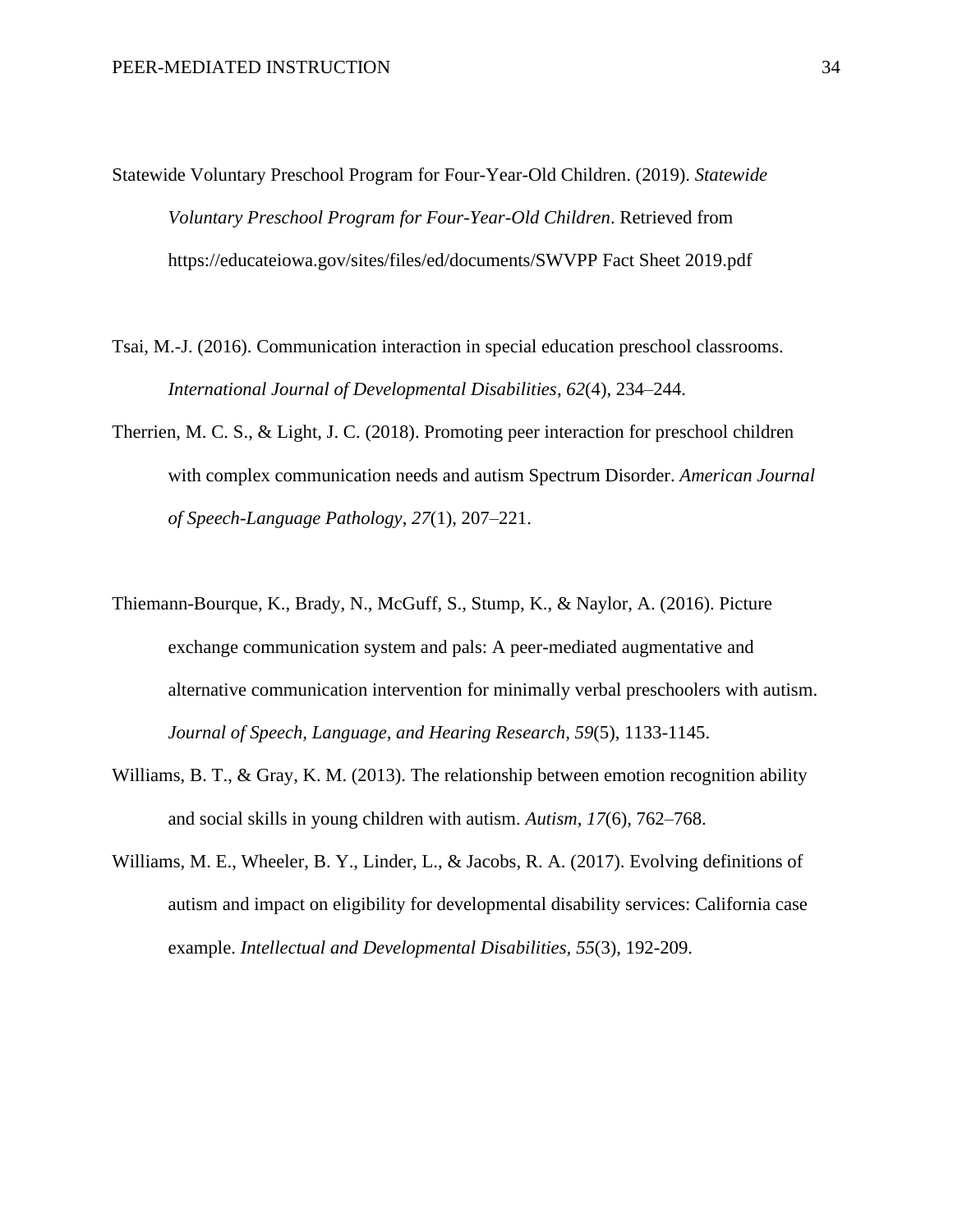Statewide Voluntary Preschool Program for Four-Year-Old Children. (2019). *Statewide Voluntary Preschool Program for Four-Year-Old Children*. Retrieved from https://educateiowa.gov/sites/files/ed/documents/SWVPP Fact Sheet 2019.pdf

Tsai, M.-J. (2016). Communication interaction in special education preschool classrooms. *International Journal of Developmental Disabilities*, *62*(4), 234–244.

Therrien, M. C. S., & Light, J. C. (2018). Promoting peer interaction for preschool children with complex communication needs and autism Spectrum Disorder. *American Journal of Speech-Language Pathology*, *27*(1), 207–221.

Thiemann-Bourque, K., Brady, N., McGuff, S., Stump, K., & Naylor, A. (2016). Picture exchange communication system and pals: A peer-mediated augmentative and alternative communication intervention for minimally verbal preschoolers with autism. *Journal of Speech, Language, and Hearing Research, 59*(5), 1133-1145.

Williams, B. T., & Gray, K. M. (2013). The relationship between emotion recognition ability and social skills in young children with autism. *Autism*, *17*(6), 762–768.

Williams, M. E., Wheeler, B. Y., Linder, L., & Jacobs, R. A. (2017). Evolving definitions of autism and impact on eligibility for developmental disability services: California case example. *Intellectual and Developmental Disabilities, 55*(3), 192-209.